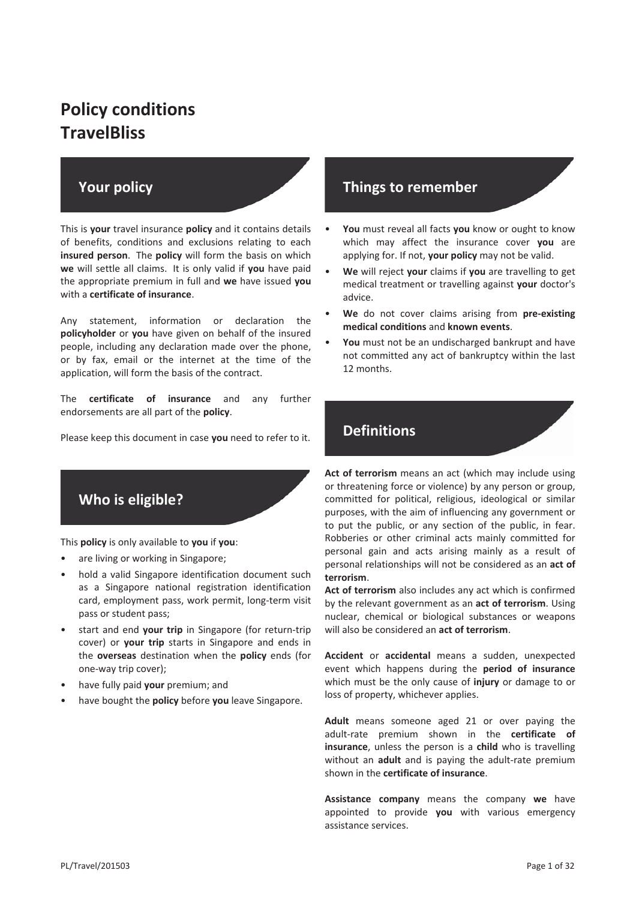# Policy conditions TravelBliss

## Your policy

This is **your** travel insurance **policy** and it contains details of benefits, conditions and exclusions relating to each **insured person**. The **policy** will form the basis on which **we** will settle all claims. It is only valid if **you** have paid the appropriate premium in full and **we** have issued **you** with a **certificate of insurance**.

Any statement, information or declaration the **policyholder** or **you** have given on behalf of the insured people, including any declaration made over the phone, or by fax, email or the internet at the time of the application, will form the basis of the contract.

The **certificate of insurance** and any further endorsements are all part of the **policy**.

Please keep this document in case **you** need to refer to it.

## Who is eligible?

This **policy** is only available to **you** if **you**:

- are living or working in Singapore;
- hold a valid Singapore identification document such as a Singapore national registration identification card, employment pass, work permit, long-term visit pass or student pass;
- start and end **your trip** in Singapore (for return-trip cover) or **your trip** starts in Singapore and ends in the **overseas** destination when the **policy** ends (for one-way trip cover);
- have fully paid **your** premium; and
- have bought the **policy** before **you** leave Singapore.

## Things to remember

- **You** must reveal all facts **you** know or ought to know which may affect the insurance cover **you** are applying for. If not, **your policy** may not be valid.
- **We** will reject **your** claims if **you** are travelling to get medical treatment or travelling against **your** doctor's advice.
- **We** do not cover claims arising from **pre-existing medical conditions** and **known events**.
- **You** must not be an undischarged bankrupt and have not committed any act of bankruptcy within the last 12 months.

## Definitions

**Act of terrorism** means an act (which may include using or threatening force or violence) by any person or group, committed for political, religious, ideological or similar purposes, with the aim of influencing any government or to put the public, or any section of the public, in fear. Robberies or other criminal acts mainly committed for personal gain and acts arising mainly as a result of personal relationships will not be considered as an **act of terrorism**.

**Act of terrorism** also includes any act which is confirmed by the relevant government as an **act of terrorism**. Using nuclear, chemical or biological substances or weapons will also be considered an **act of terrorism**.

**Accident** or **accidental** means a sudden, unexpected event which happens during the **period of insurance** which must be the only cause of **injury** or damage to or loss of property, whichever applies.

**Adult** means someone aged 21 or over paying the adult-rate premium shown in the **certificate of insurance**, unless the person is a **child** who is travelling without an **adult** and is paying the adult-rate premium shown in the **certificate of insurance**.

**Assistance company** means the company **we** have appointed to provide **you** with various emergency assistance services.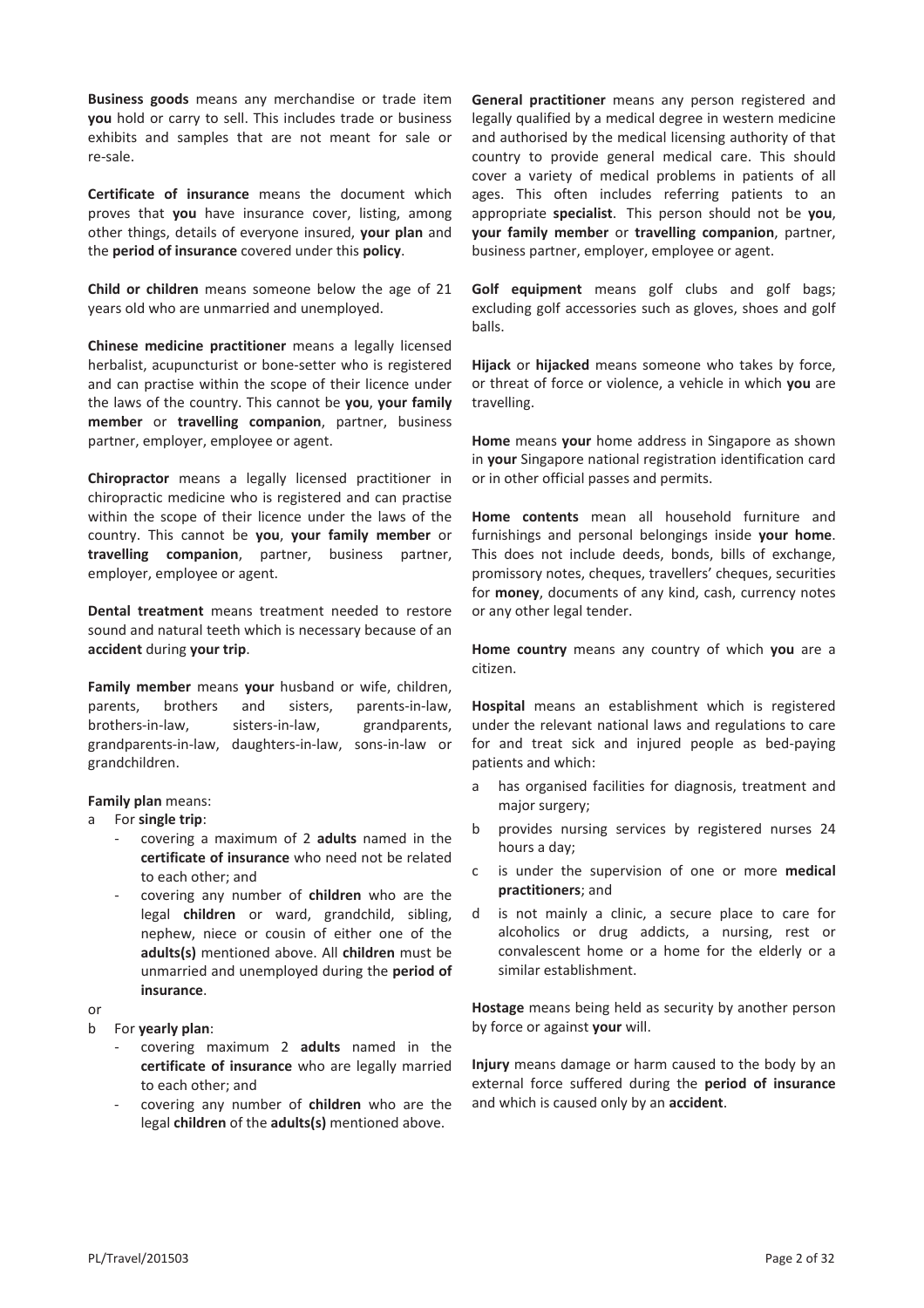**Business goods** means any merchandise or trade item **you** hold or carry to sell. This includes trade or business exhibits and samples that are not meant for sale or re-sale.

**Certificate of insurance** means the document which proves that **you** have insurance cover, listing, among other things, details of everyone insured, **your plan** and the **period of insurance** covered under this **policy**.

**Child or children** means someone below the age of 21 years old who are unmarried and unemployed.

**Chinese medicine practitioner** means a legally licensed herbalist, acupuncturist or bone-setter who is registered and can practise within the scope of their licence under the laws of the country. This cannot be **you**, **your family member** or **travelling companion**, partner, business partner, employer, employee or agent.

**Chiropractor** means a legally licensed practitioner in chiropractic medicine who is registered and can practise within the scope of their licence under the laws of the country. This cannot be **you**, **your family member** or **travelling companion**, partner, business partner, employer, employee or agent.

**Dental treatment** means treatment needed to restore sound and natural teeth which is necessary because of an **accident** during **your trip**.

**Family member** means **your** husband or wife, children, parents, brothers and sisters, parents-in-law, brothers-in-law, sisters-in-law, grandparents, grandparents-in-law, daughters-in-law, sons-in-law or grandchildren.

**Family plan** means:

a For **single trip**:
- covering a maximum of 2 **adults** named in the **certificate of insurance** who need not be related to each other; and
- covering any number of **children** who are the legal **children** or ward, grandchild, sibling, nephew, niece or cousin of either one of the **adults(s)** mentioned above. All **children** must be unmarried and unemployed during the **period of insurance**.

or

b For **yearly plan**:
- covering maximum 2 **adults** named in the **certificate of insurance** who are legally married to each other; and
- covering any number of **children** who are the legal **children** of the **adults(s)** mentioned above.

**General practitioner** means any person registered and legally qualified by a medical degree in western medicine and authorised by the medical licensing authority of that country to provide general medical care. This should cover a variety of medical problems in patients of all ages. This often includes referring patients to an appropriate **specialist**. This person should not be **you**, **your family member** or **travelling companion**, partner, business partner, employer, employee or agent.

**Golf equipment** means golf clubs and golf bags; excluding golf accessories such as gloves, shoes and golf balls.

**Hijack** or **hijacked** means someone who takes by force, or threat of force or violence, a vehicle in which **you** are travelling.

**Home** means **your** home address in Singapore as shown in **your** Singapore national registration identification card or in other official passes and permits.

**Home contents** mean all household furniture and furnishings and personal belongings inside **your home**. This does not include deeds, bonds, bills of exchange, promissory notes, cheques, travellers' cheques, securities for **money**, documents of any kind, cash, currency notes or any other legal tender.

**Home country** means any country of which **you** are a citizen.

**Hospital** means an establishment which is registered under the relevant national laws and regulations to care for and treat sick and injured people as bed-paying patients and which:

a has organised facilities for diagnosis, treatment and major surgery;

b provides nursing services by registered nurses 24 hours a day;

c is under the supervision of one or more **medical practitioners**; and

d is not mainly a clinic, a secure place to care for alcoholics or drug addicts, a nursing, rest or convalescent home or a home for the elderly or a similar establishment.

**Hostage** means being held as security by another person by force or against **your** will.

**Injury** means damage or harm caused to the body by an external force suffered during the **period of insurance** and which is caused only by an **accident**.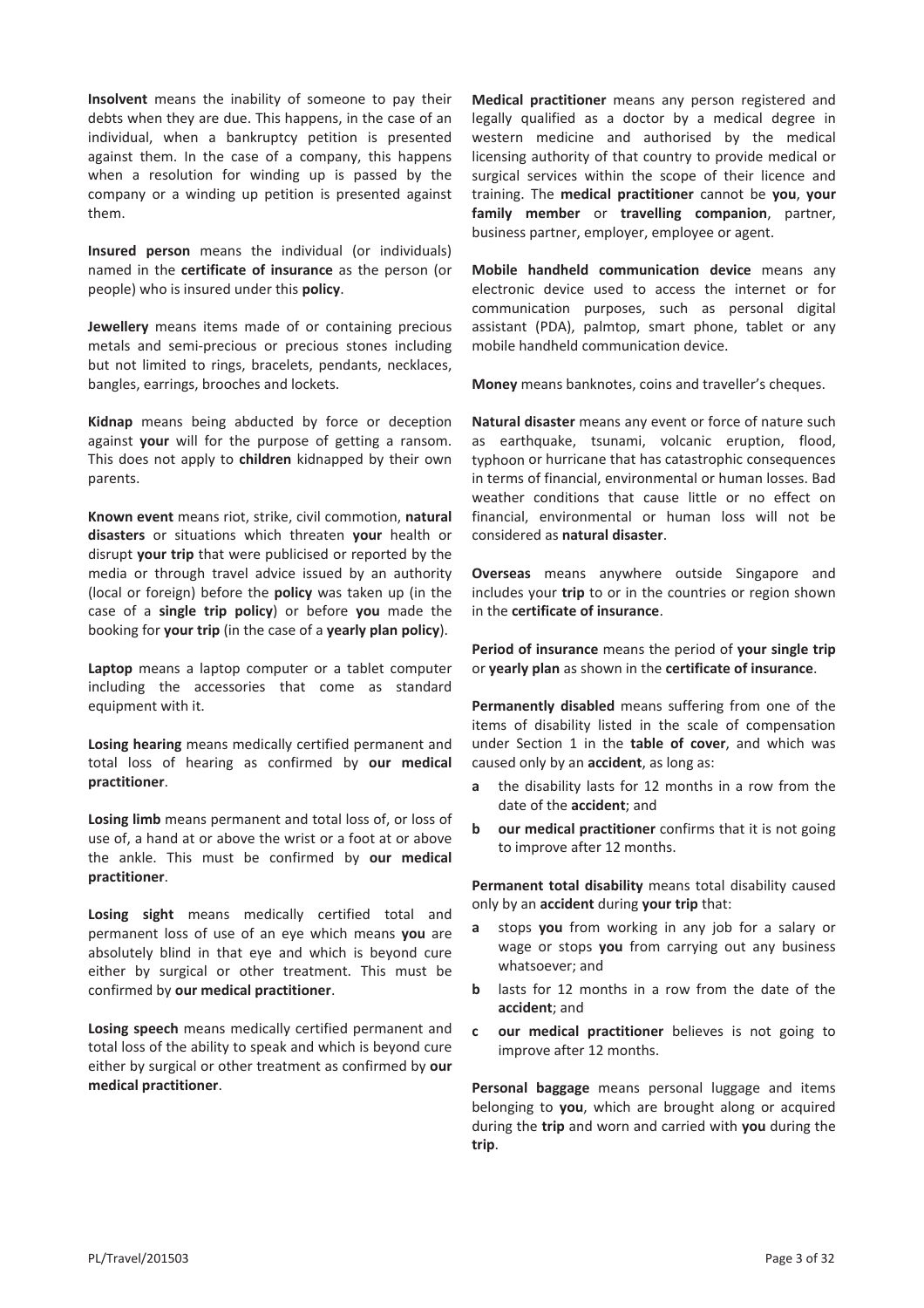**Insolvent** means the inability of someone to pay their debts when they are due. This happens, in the case of an individual, when a bankruptcy petition is presented against them. In the case of a company, this happens when a resolution for winding up is passed by the company or a winding up petition is presented against them.

**Insured person** means the individual (or individuals) named in the **certificate of insurance** as the person (or people) who is insured under this **policy**.

**Jewellery** means items made of or containing precious metals and semi-precious or precious stones including but not limited to rings, bracelets, pendants, necklaces, bangles, earrings, brooches and lockets.

**Kidnap** means being abducted by force or deception against **your** will for the purpose of getting a ransom. This does not apply to **children** kidnapped by their own parents.

**Known event** means riot, strike, civil commotion, **natural disasters** or situations which threaten **your** health or disrupt **your trip** that were publicised or reported by the media or through travel advice issued by an authority (local or foreign) before the **policy** was taken up (in the case of a **single trip policy**) or before **you** made the booking for **your trip** (in the case of a **yearly plan policy**).

**Laptop** means a laptop computer or a tablet computer including the accessories that come as standard equipment with it.

**Losing hearing** means medically certified permanent and total loss of hearing as confirmed by **our medical practitioner**.

**Losing limb** means permanent and total loss of, or loss of use of, a hand at or above the wrist or a foot at or above the ankle. This must be confirmed by **our medical practitioner**.

**Losing sight** means medically certified total and permanent loss of use of an eye which means **you** are absolutely blind in that eye and which is beyond cure either by surgical or other treatment. This must be confirmed by **our medical practitioner**.

**Losing speech** means medically certified permanent and total loss of the ability to speak and which is beyond cure either by surgical or other treatment as confirmed by **our medical practitioner**.

**Medical practitioner** means any person registered and legally qualified as a doctor by a medical degree in western medicine and authorised by the medical licensing authority of that country to provide medical or surgical services within the scope of their licence and training. The **medical practitioner** cannot be **you**, **your family member** or **travelling companion**, partner, business partner, employer, employee or agent.

**Mobile handheld communication device** means any electronic device used to access the internet or for communication purposes, such as personal digital assistant (PDA), palmtop, smart phone, tablet or any mobile handheld communication device.

**Money** means banknotes, coins and traveller's cheques.

**Natural disaster** means any event or force of nature such as earthquake, tsunami, volcanic eruption, flood, typhoon or hurricane that has catastrophic consequences in terms of financial, environmental or human losses. Bad weather conditions that cause little or no effect on financial, environmental or human loss will not be considered as **natural disaster**.

**Overseas** means anywhere outside Singapore and includes your **trip** to or in the countries or region shown in the **certificate of insurance**.

**Period of insurance** means the period of **your single trip** or **yearly plan** as shown in the **certificate of insurance**.

**Permanently disabled** means suffering from one of the items of disability listed in the scale of compensation under Section 1 in the **table of cover**, and which was caused only by an **accident**, as long as:

- **a** the disability lasts for 12 months in a row from the date of the **accident**; and
- **b** **our medical practitioner** confirms that it is not going to improve after 12 months.

**Permanent total disability** means total disability caused only by an **accident** during **your trip** that:

- **a** stops **you** from working in any job for a salary or wage or stops **you** from carrying out any business whatsoever; and
- **b** lasts for 12 months in a row from the date of the **accident**; and
- **c** **our medical practitioner** believes is not going to improve after 12 months.

**Personal baggage** means personal luggage and items belonging to **you**, which are brought along or acquired during the **trip** and worn and carried with **you** during the **trip**.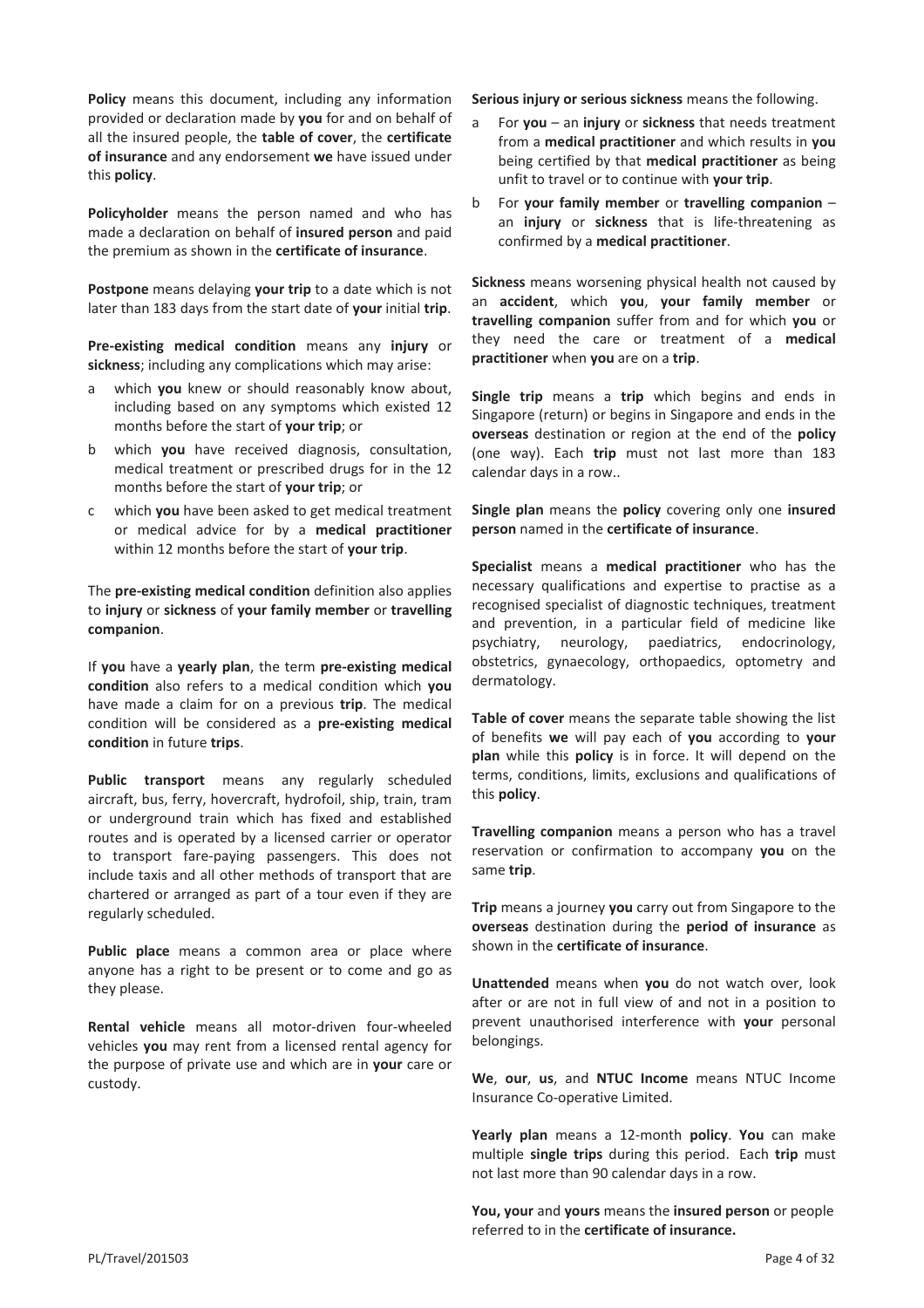**Policy** means this document, including any information provided or declaration made by **you** for and on behalf of all the insured people, the **table of cover**, the **certificate of insurance** and any endorsement **we** have issued under this **policy**.

**Policyholder** means the person named and who has made a declaration on behalf of **insured person** and paid the premium as shown in the **certificate of insurance**.

**Postpone** means delaying **your trip** to a date which is not later than 183 days from the start date of **your** initial **trip**.

**Pre-existing medical condition** means any **injury** or **sickness**; including any complications which may arise:

a which **you** knew or should reasonably know about, including based on any symptoms which existed 12 months before the start of **your trip**; or

b which **you** have received diagnosis, consultation, medical treatment or prescribed drugs for in the 12 months before the start of **your trip**; or

c which **you** have been asked to get medical treatment or medical advice for by a **medical practitioner** within 12 months before the start of **your trip**.

The **pre-existing medical condition** definition also applies to **injury** or **sickness** of **your family member** or **travelling companion**.

If **you** have a **yearly plan**, the term **pre-existing medical condition** also refers to a medical condition which **you** have made a claim for on a previous **trip**. The medical condition will be considered as a **pre-existing medical condition** in future **trips**.

**Public transport** means any regularly scheduled aircraft, bus, ferry, hovercraft, hydrofoil, ship, train, tram or underground train which has fixed and established routes and is operated by a licensed carrier or operator to transport fare-paying passengers. This does not include taxis and all other methods of transport that are chartered or arranged as part of a tour even if they are regularly scheduled.

**Public place** means a common area or place where anyone has a right to be present or to come and go as they please.

**Rental vehicle** means all motor-driven four-wheeled vehicles **you** may rent from a licensed rental agency for the purpose of private use and which are in **your** care or custody.

**Serious injury or serious sickness** means the following.

a For **you** – an **injury** or **sickness** that needs treatment from a **medical practitioner** and which results in **you** being certified by that **medical practitioner** as being unfit to travel or to continue with **your trip**.

b For **your family member** or **travelling companion** – an **injury** or **sickness** that is life-threatening as confirmed by a **medical practitioner**.

**Sickness** means worsening physical health not caused by an **accident**, which **you**, **your family member** or **travelling companion** suffer from and for which **you** or they need the care or treatment of a **medical practitioner** when **you** are on a **trip**.

**Single trip** means a **trip** which begins and ends in Singapore (return) or begins in Singapore and ends in the **overseas** destination or region at the end of the **policy** (one way). Each **trip** must not last more than 183 calendar days in a row..

**Single plan** means the **policy** covering only one **insured person** named in the **certificate of insurance**.

**Specialist** means a **medical practitioner** who has the necessary qualifications and expertise to practise as a recognised specialist of diagnostic techniques, treatment and prevention, in a particular field of medicine like psychiatry, neurology, paediatrics, endocrinology, obstetrics, gynaecology, orthopaedics, optometry and dermatology.

**Table of cover** means the separate table showing the list of benefits **we** will pay each of **you** according to **your plan** while this **policy** is in force. It will depend on the terms, conditions, limits, exclusions and qualifications of this **policy**.

**Travelling companion** means a person who has a travel reservation or confirmation to accompany **you** on the same **trip**.

**Trip** means a journey **you** carry out from Singapore to the **overseas** destination during the **period of insurance** as shown in the **certificate of insurance**.

**Unattended** means when **you** do not watch over, look after or are not in full view of and not in a position to prevent unauthorised interference with **your** personal belongings.

**We**, **our**, **us**, and **NTUC Income** means NTUC Income Insurance Co-operative Limited.

**Yearly plan** means a 12-month **policy**. **You** can make multiple **single trips** during this period. Each **trip** must not last more than 90 calendar days in a row.

**You, your** and **yours** means the **insured person** or people referred to in the **certificate of insurance.**

PL/Travel/201503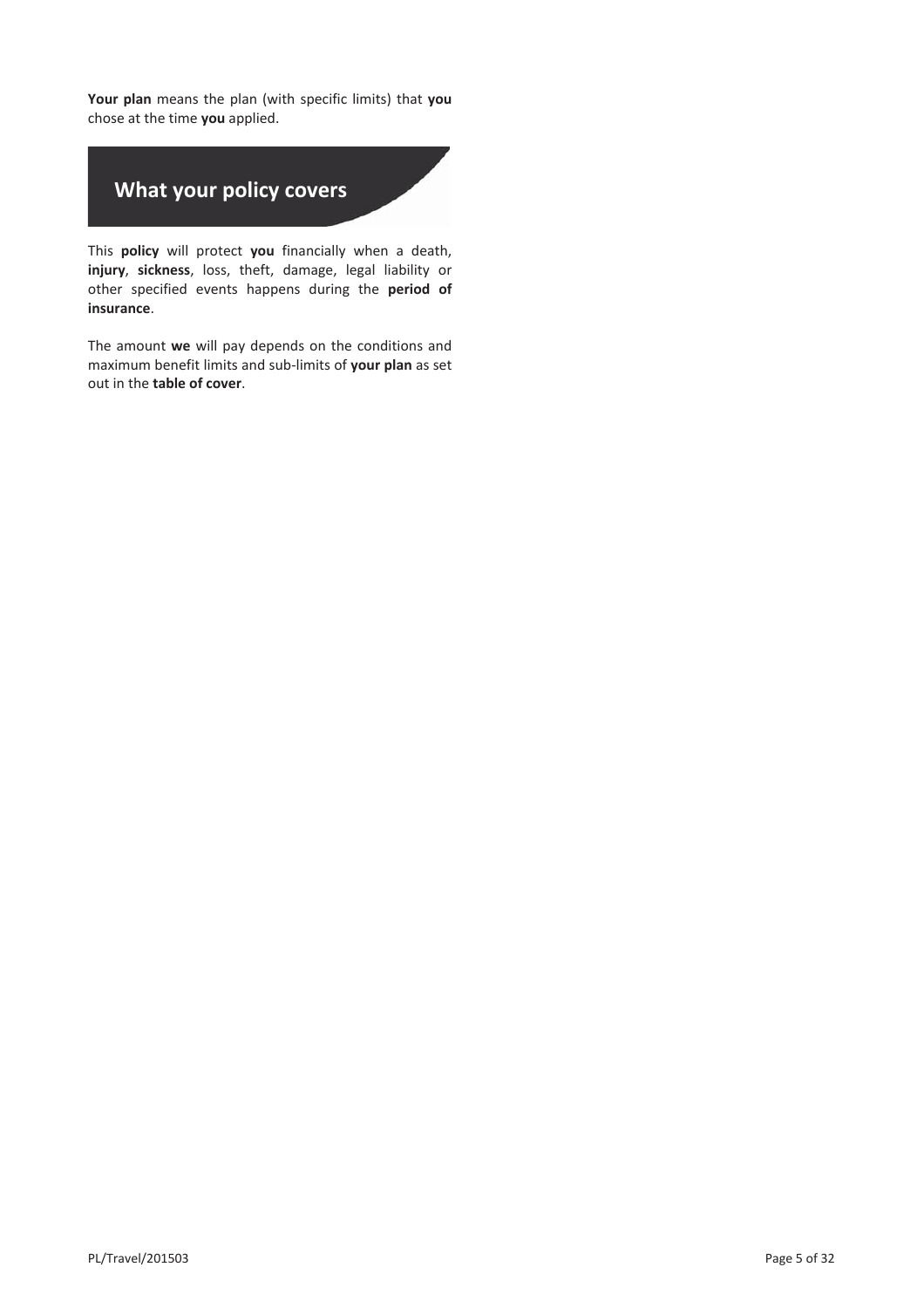**Your plan** means the plan (with specific limits) that **you** chose at the time **you** applied.

## What your policy covers

This **policy** will protect **you** financially when a death, **injury**, **sickness**, loss, theft, damage, legal liability or other specified events happens during the **period of insurance**.

The amount **we** will pay depends on the conditions and maximum benefit limits and sub-limits of **your plan** as set out in the **table of cover**.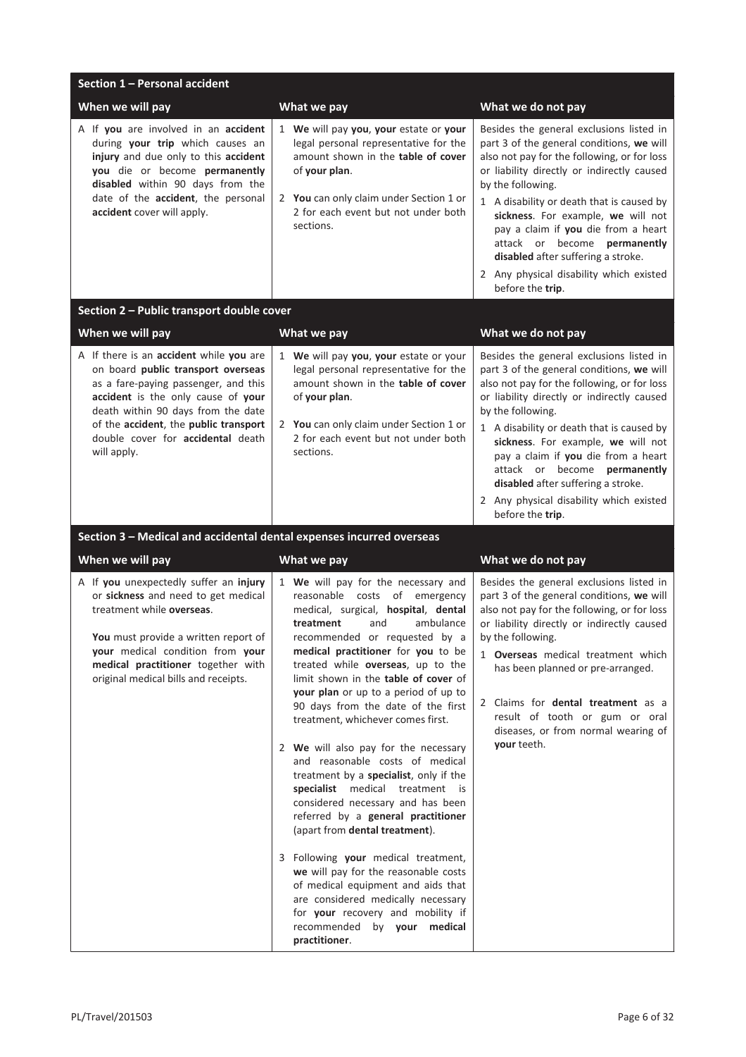## Section 1 – Personal accident

| When we will pay | What we pay | What we do not pay |
|---|---|---|
| A If **you** are involved in an **accident** during **your trip** which causes an **injury** and due only to this **accident** **you** die or become **permanently disabled** within 90 days from the date of the **accident**, the personal **accident** cover will apply. | 1 **We** will pay **you**, **your** estate or **your** legal personal representative for the amount shown in the **table of cover** of **your plan**.<br><br>2 **You** can only claim under Section 1 or 2 for each event but not under both sections. | Besides the general exclusions listed in part 3 of the general conditions, **we** will also not pay for the following, or for loss or liability directly or indirectly caused by the following.<br><br>1 A disability or death that is caused by **sickness**. For example, **we** will not pay a claim if **you** die from a heart attack or become **permanently disabled** after suffering a stroke.<br><br>2 Any physical disability which existed before the **trip**. |

## Section 2 – Public transport double cover

| When we will pay | What we pay | What we do not pay |
|---|---|---|
| A If there is an **accident** while **you** are on board **public transport overseas** as a fare-paying passenger, and this **accident** is the only cause of **your** death within 90 days from the date of the **accident**, the **public transport** double cover for **accidental** death will apply. | 1 **We** will pay **you**, **your** estate or **your** legal personal representative for the amount shown in the **table of cover** of **your plan**.<br><br>2 **You** can only claim under Section 1 or 2 for each event but not under both sections. | Besides the general exclusions listed in part 3 of the general conditions, **we** will also not pay for the following, or for loss or liability directly or indirectly caused by the following.<br><br>1 A disability or death that is caused by **sickness**. For example, **we** will not pay a claim if **you** die from a heart attack or become **permanently disabled** after suffering a stroke.<br><br>2 Any physical disability which existed before the **trip**. |

## Section 3 – Medical and accidental dental expenses incurred overseas

| When we will pay | What we pay | What we do not pay |
|---|---|---|
| A If **you** unexpectedly suffer an **injury** or **sickness** and need to get medical treatment while **overseas**.<br><br>**You** must provide a written report of **your** medical condition from **your medical practitioner** together with original medical bills and receipts. | 1 **We** will pay for the necessary and reasonable costs of emergency medical, surgical, **hospital**, **dental treatment** and ambulance recommended or requested by a **medical practitioner** for **you** to be treated while **overseas**, up to the limit shown in the **table of cover** of **your plan** or up to a period of up to 90 days from the date of the first treatment, whichever comes first.<br><br>2 **We** will also pay for the necessary and reasonable costs of medical treatment by a **specialist**, only if the **specialist** medical treatment is considered necessary and has been referred by a **general practitioner** (apart from **dental treatment**).<br><br>3 Following **your** medical treatment, **we** will pay for the reasonable costs of medical equipment and aids that are considered medically necessary for **your** recovery and mobility if recommended by **your medical practitioner**. | Besides the general exclusions listed in part 3 of the general conditions, **we** will also not pay for the following, or for loss or liability directly or indirectly caused by the following.<br><br>1 **Overseas** medical treatment which has been planned or pre-arranged.<br><br>2 Claims for **dental treatment** as a result of tooth or gum or oral diseases, or from normal wearing of **your** teeth. |

PL/Travel/201503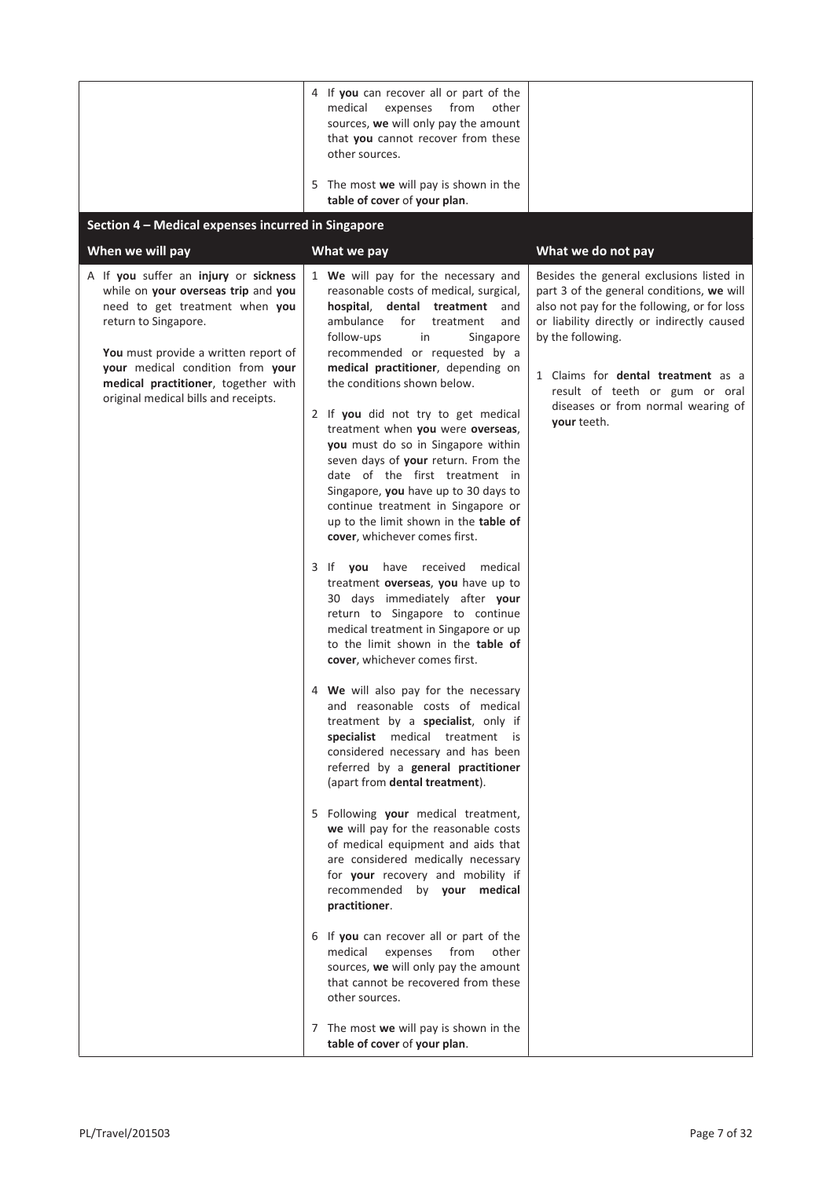| | | |
|---|---|---|
| | 4 If **you** can recover all or part of the medical expenses from other sources, **we** will only pay the amount that **you** cannot recover from these other sources.<br><br>5 The most **we** will pay is shown in the **table of cover** of **your plan**. | |

## Section 4 – Medical expenses incurred in Singapore

| When we will pay | What we pay | What we do not pay |
|---|---|---|
| A If **you** suffer an **injury** or **sickness** while on **your overseas trip** and **you** need to get treatment when **you** return to Singapore.<br><br>**You** must provide a written report of **your** medical condition from **your medical practitioner**, together with original medical bills and receipts. | 1 **We** will pay for the necessary and reasonable costs of medical, surgical, **hospital**, **dental treatment** and ambulance for treatment and follow-ups in Singapore recommended or requested by a **medical practitioner**, depending on the conditions shown below.<br><br>2 If **you** did not try to get medical treatment when **you** were **overseas**, **you** must do so in Singapore within seven days of **your** return. From the date of the first treatment in Singapore, **you** have up to 30 days to continue treatment in Singapore or up to the limit shown in the **table of cover**, whichever comes first.<br><br>3 If **you** have received medical treatment **overseas**, **you** have up to 30 days immediately after **your** return to Singapore to continue medical treatment in Singapore or up to the limit shown in the **table of cover**, whichever comes first.<br><br>4 **We** will also pay for the necessary and reasonable costs of medical treatment by a **specialist**, only if **specialist** medical treatment is considered necessary and has been referred by a **general practitioner** (apart from **dental treatment**).<br><br>5 Following **your** medical treatment, **we** will pay for the reasonable costs of medical equipment and aids that are considered medically necessary for **your** recovery and mobility if recommended by **your medical practitioner**.<br><br>6 If **you** can recover all or part of the medical expenses from other sources, **we** will only pay the amount that cannot be recovered from these other sources.<br><br>7 The most **we** will pay is shown in the **table of cover** of **your plan**. | Besides the general exclusions listed in part 3 of the general conditions, **we** will also not pay for the following, or for loss or liability directly or indirectly caused by the following.<br><br>1 Claims for **dental treatment** as a result of teeth or gum or oral diseases or from normal wearing of **your** teeth. |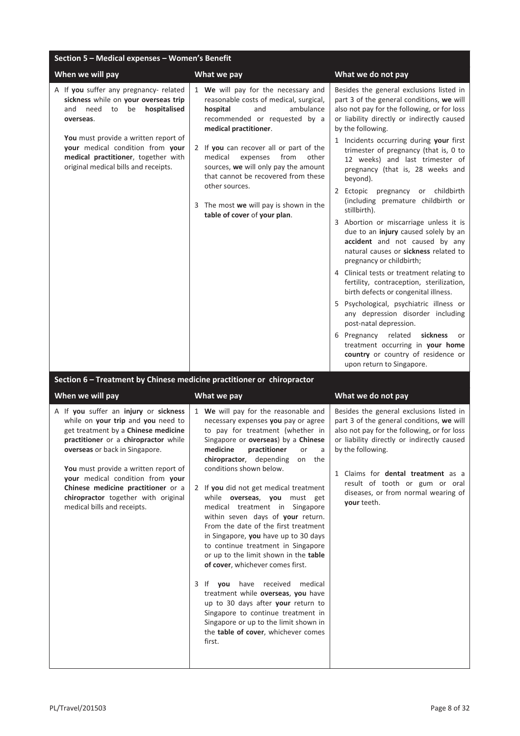## Section 5 – Medical expenses – Women's Benefit

| When we will pay | What we pay | What we do not pay |
|---|---|---|
| A If **you** suffer any pregnancy- related **sickness** while on **your overseas trip** and need to be **hospitalised overseas**.<br><br>**You** must provide a written report of **your** medical condition from **your medical practitioner**, together with original medical bills and receipts. | 1 **We** will pay for the necessary and reasonable costs of medical, surgical, **hospital** and ambulance recommended or requested by a **medical practitioner**.<br><br>2 If **you** can recover all or part of the medical expenses from other sources, **we** will only pay the amount that cannot be recovered from these other sources.<br><br>3 The most **we** will pay is shown in the **table of cover** of **your plan**. | Besides the general exclusions listed in part 3 of the general conditions, **we** will also not pay for the following, or for loss or liability directly or indirectly caused by the following.<br><br>1 Incidents occurring during **your** first trimester of pregnancy (that is, 0 to 12 weeks) and last trimester of pregnancy (that is, 28 weeks and beyond).<br><br>2 Ectopic pregnancy or childbirth (including premature childbirth or stillbirth).<br><br>3 Abortion or miscarriage unless it is due to an **injury** caused solely by an **accident** and not caused by any natural causes or **sickness** related to pregnancy or childbirth;<br><br>4 Clinical tests or treatment relating to fertility, contraception, sterilization, birth defects or congenital illness.<br><br>5 Psychological, psychiatric illness or any depression disorder including post-natal depression.<br><br>6 Pregnancy related **sickness** or treatment occurring in **your home country** or country of residence or upon return to Singapore. |

## Section 6 – Treatment by Chinese medicine practitioner or chiropractor

| When we will pay | What we pay | What we do not pay |
|---|---|---|
| A If **you** suffer an **injury** or **sickness** while on **your trip** and **you** need to get treatment by a **Chinese medicine practitioner** or a **chiropractor** while **overseas** or back in Singapore.<br><br>**You** must provide a written report of **your** medical condition from **your Chinese medicine practitioner** or a **chiropractor** together with original medical bills and receipts. | 1 **We** will pay for the reasonable and necessary expenses **you** pay or agree to pay for treatment (whether in Singapore or **overseas**) by a **Chinese medicine practitioner** or a **chiropractor**, depending on the conditions shown below.<br><br>2 If **you** did not get medical treatment while **overseas**, **you** must get medical treatment in Singapore within seven days of **your** return. From the date of the first treatment in Singapore, **you** have up to 30 days to continue treatment in Singapore or up to the limit shown in the **table of cover**, whichever comes first.<br><br>3 If **you** have received medical treatment while **overseas**, **you** have up to 30 days after **your** return to Singapore to continue treatment in Singapore or up to the limit shown in the **table of cover**, whichever comes first. | Besides the general exclusions listed in part 3 of the general conditions, **we** will also not pay for the following, or for loss or liability directly or indirectly caused by the following.<br><br>1 Claims for **dental treatment** as a result of tooth or gum or oral diseases, or from normal wearing of **your** teeth. |

PL/Travel/201503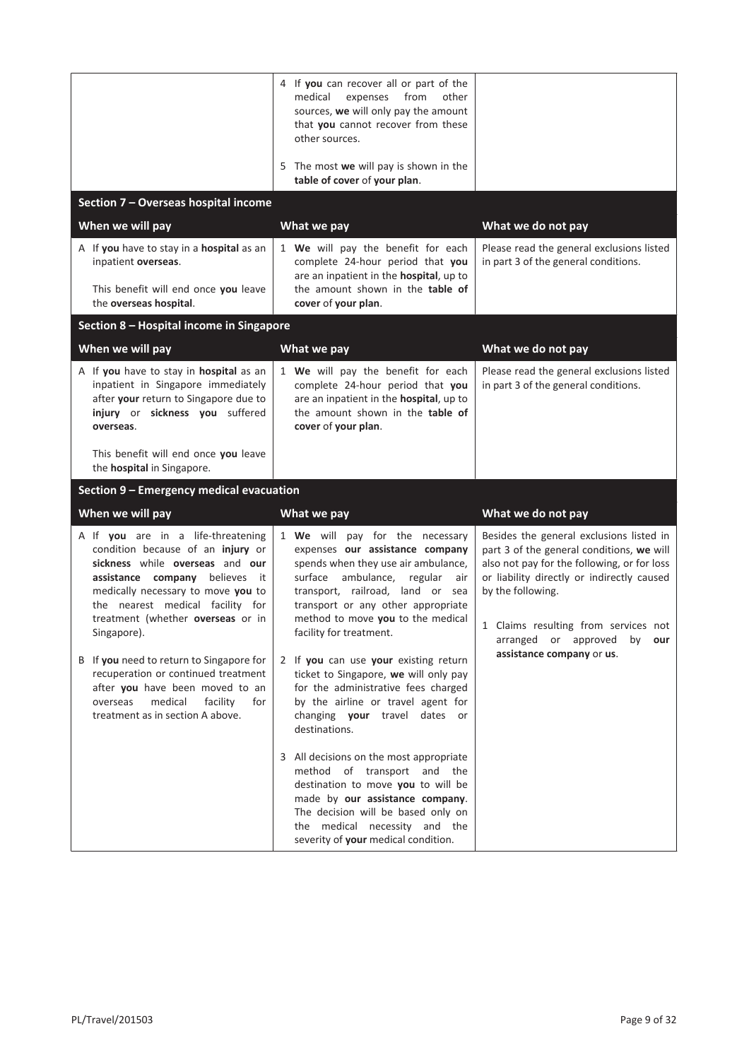| | | |
|---|---|---|
| | 4 If **you** can recover all or part of the medical expenses from other sources, **we** will only pay the amount that **you** cannot recover from these other sources.<br><br>5 The most **we** will pay is shown in the **table of cover** of **your plan**. | |

## Section 7 – Overseas hospital income

| When we will pay | What we pay | What we do not pay |
|---|---|---|
| A If **you** have to stay in a **hospital** as an inpatient **overseas**.<br><br>This benefit will end once **you** leave the **overseas hospital**. | 1 **We** will pay the benefit for each complete 24-hour period that **you** are an inpatient in the **hospital**, up to the amount shown in the **table of cover** of **your plan**. | Please read the general exclusions listed in part 3 of the general conditions. |

## Section 8 – Hospital income in Singapore

| When we will pay | What we pay | What we do not pay |
|---|---|---|
| A If **you** have to stay in **hospital** as an inpatient in Singapore immediately after **your** return to Singapore due to **injury** or **sickness you** suffered **overseas**.<br><br>This benefit will end once **you** leave the **hospital** in Singapore. | 1 **We** will pay the benefit for each complete 24-hour period that **you** are an inpatient in the **hospital**, up to the amount shown in the **table of cover** of **your plan**. | Please read the general exclusions listed in part 3 of the general conditions. |

## Section 9 – Emergency medical evacuation

| When we will pay | What we pay | What we do not pay |
|---|---|---|
| A If **you** are in a life-threatening condition because of an **injury** or **sickness** while **overseas** and **our assistance company** believes it medically necessary to move **you** to the nearest medical facility for treatment (whether **overseas** or in Singapore).<br><br>B If **you** need to return to Singapore for recuperation or continued treatment after **you** have been moved to an overseas medical facility for treatment as in section A above. | 1 **We** will pay for the necessary expenses **our assistance company** spends when they use air ambulance, surface ambulance, regular air transport, railroad, land or sea transport or any other appropriate method to move **you** to the medical facility for treatment.<br><br>2 If **you** can use **your** existing return ticket to Singapore, **we** will only pay for the administrative fees charged by the airline or travel agent for changing **your** travel dates or destinations.<br><br>3 All decisions on the most appropriate method of transport and the destination to move **you** to will be made by **our assistance company**. The decision will be based only on the medical necessity and the severity of **your** medical condition. | Besides the general exclusions listed in part 3 of the general conditions, **we** will also not pay for the following, or for loss or liability directly or indirectly caused by the following.<br><br>1 Claims resulting from services not arranged or approved by **our assistance company** or **us**. |

PL/Travel/201503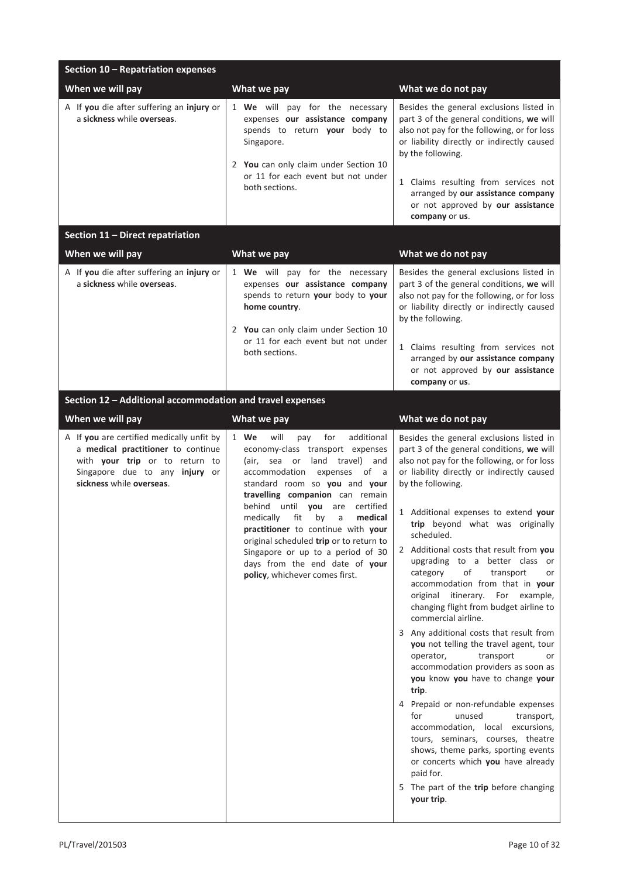## Section 10 – Repatriation expenses

| When we will pay | What we pay | What we do not pay |
|---|---|---|
| A If **you** die after suffering an **injury** or a **sickness** while **overseas**. | 1 **We** will pay for the necessary expenses **our assistance company** spends to return **your** body to Singapore.<br><br>2 **You** can only claim under Section 10 or 11 for each event but not under both sections. | Besides the general exclusions listed in part 3 of the general conditions, **we** will also not pay for the following, or for loss or liability directly or indirectly caused by the following.<br><br>1 Claims resulting from services not arranged by **our assistance company** or not approved by **our assistance company** or **us**. |

## Section 11 – Direct repatriation

| When we will pay | What we pay | What we do not pay |
|---|---|---|
| A If **you** die after suffering an **injury** or a **sickness** while **overseas**. | 1 **We** will pay for the necessary expenses **our assistance company** spends to return **your** body to **your home country**.<br><br>2 **You** can only claim under Section 10 or 11 for each event but not under both sections. | Besides the general exclusions listed in part 3 of the general conditions, **we** will also not pay for the following, or for loss or liability directly or indirectly caused by the following.<br><br>1 Claims resulting from services not arranged by **our assistance company** or not approved by **our assistance company** or **us**. |

## Section 12 – Additional accommodation and travel expenses

| When we will pay | What we pay | What we do not pay |
|---|---|---|
| A If **you** are certified medically unfit by a **medical practitioner** to continue with **your trip** or to return to Singapore due to any **injury** or **sickness** while **overseas**. | 1 **We** will pay for additional economy-class transport expenses (air, sea or land travel) and accommodation expenses of a standard room so **you** and **your travelling companion** can remain behind until **you** are certified medically fit by a **medical practitioner** to continue with **your** original scheduled **trip** or to return to Singapore or up to a period of 30 days from the end date of **your policy**, whichever comes first. | Besides the general exclusions listed in part 3 of the general conditions, **we** will also not pay for the following, or for loss or liability directly or indirectly caused by the following.<br><br>1 Additional expenses to extend **your trip** beyond what was originally scheduled.<br><br>2 Additional costs that result from **you** upgrading to a better class or category of transport or accommodation from that in **your** original itinerary. For example, changing flight from budget airline to commercial airline.<br><br>3 Any additional costs that result from **you** not telling the travel agent, tour operator, transport or accommodation providers as soon as **you** know **you** have to change **your trip**.<br><br>4 Prepaid or non-refundable expenses for unused transport, accommodation, local excursions, tours, seminars, courses, theatre shows, theme parks, sporting events or concerts which **you** have already paid for.<br><br>5 The part of the **trip** before changing **your trip**. |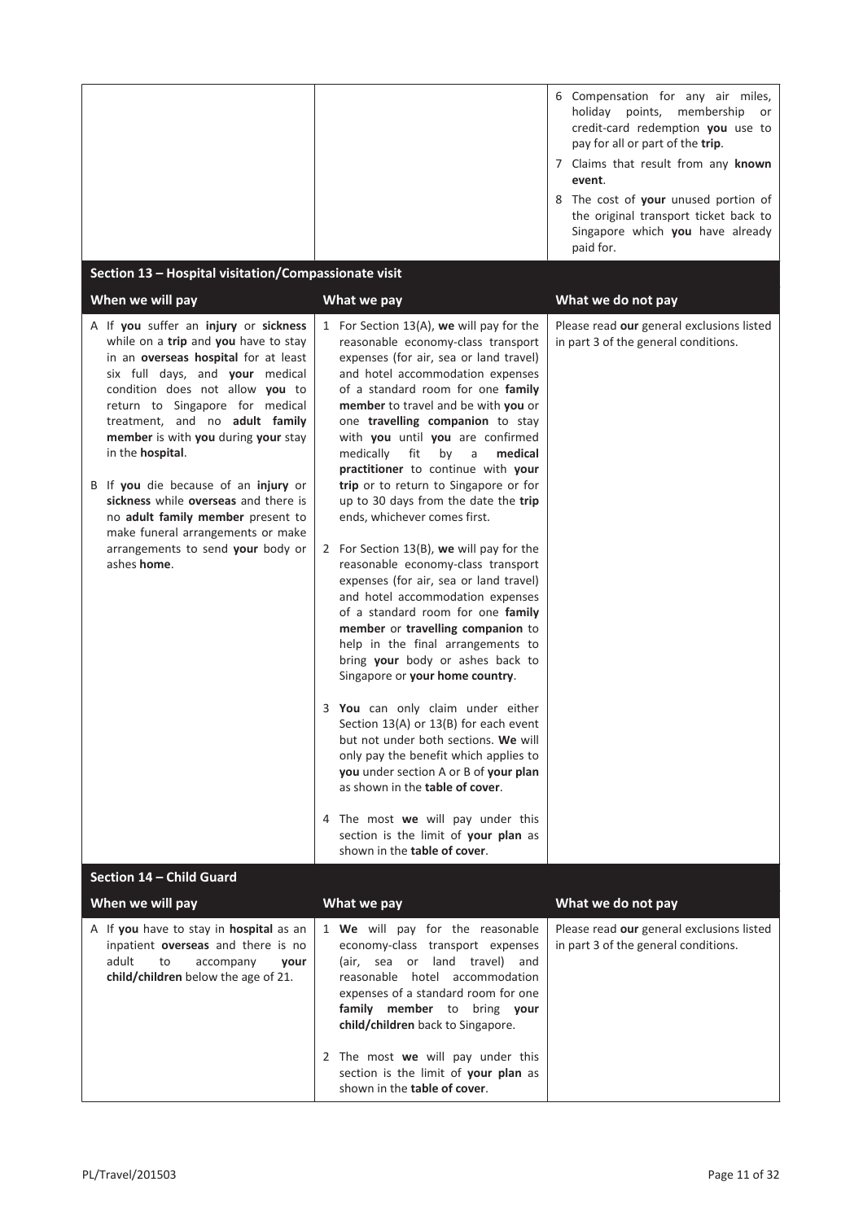| | | |
|---|---|---|
| | | 6 Compensation for any air miles, holiday points, membership or credit-card redemption **you** use to pay for all or part of the **trip**.<br>7 Claims that result from any **known event**.<br>8 The cost of **your** unused portion of the original transport ticket back to Singapore which **you** have already paid for. |

## Section 13 – Hospital visitation/Compassionate visit

| When we will pay | What we pay | What we do not pay |
|---|---|---|
| A If **you** suffer an **injury** or **sickness** while on a **trip** and **you** have to stay in an **overseas hospital** for at least six full days, and **your** medical condition does not allow **you** to return to Singapore for medical treatment, and no **adult family member** is with **you** during **your** stay in the **hospital**.<br><br>B If **you** die because of an **injury** or **sickness** while **overseas** and there is no **adult family member** present to make funeral arrangements or make arrangements to send **your** body or ashes **home**. | 1 For Section 13(A), **we** will pay for the reasonable economy-class transport expenses (for air, sea or land travel) and hotel accommodation expenses of a standard room for one **family member** to travel and be with **you** or one **travelling companion** to stay with **you** until **you** are confirmed medically fit by a **medical practitioner** to continue with **your trip** or to return to Singapore or for up to 30 days from the date the **trip** ends, whichever comes first.<br><br>2 For Section 13(B), **we** will pay for the reasonable economy-class transport expenses (for air, sea or land travel) and hotel accommodation expenses of a standard room for one **family member** or **travelling companion** to help in the final arrangements to bring **your** body or ashes back to Singapore or **your home country**.<br><br>3 **You** can only claim under either Section 13(A) or 13(B) for each event but not under both sections. **We** will only pay the benefit which applies to **you** under section A or B of **your plan** as shown in the **table of cover**.<br><br>4 The most **we** will pay under this section is the limit of **your plan** as shown in the **table of cover**. | Please read **our** general exclusions listed in part 3 of the general conditions. |

## Section 14 – Child Guard

| When we will pay | What we pay | What we do not pay |
|---|---|---|
| A If **you** have to stay in **hospital** as an inpatient **overseas** and there is no adult to accompany **your child/children** below the age of 21. | 1 **We** will pay for the reasonable economy-class transport expenses (air, sea or land travel) and reasonable hotel accommodation expenses of a standard room for one **family member** to bring **your child/children** back to Singapore.<br><br>2 The most **we** will pay under this section is the limit of **your plan** as shown in the **table of cover**. | Please read **our** general exclusions listed in part 3 of the general conditions. |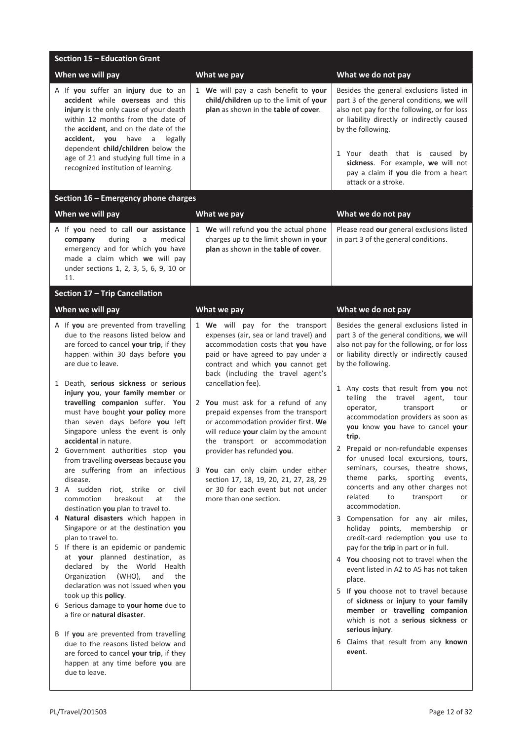## Section 15 – Education Grant

| When we will pay | What we pay | What we do not pay |
|---|---|---|
| A If **you** suffer an **injury** due to an **accident** while **overseas** and this **injury** is the only cause of your death within 12 months from the date of the **accident**, and on the date of the **accident**, **you** have a legally dependent **child/children** below the age of 21 and studying full time in a recognized institution of learning. | 1 **We** will pay a cash benefit to **your child/children** up to the limit of **your plan** as shown in the **table of cover**. | Besides the general exclusions listed in part 3 of the general conditions, **we** will also not pay for the following, or for loss or liability directly or indirectly caused by the following.<br><br>1 Your death that is caused by **sickness**. For example, **we** will not pay a claim if **you** die from a heart attack or a stroke. |

## Section 16 – Emergency phone charges

| When we will pay | What we pay | What we do not pay |
|---|---|---|
| A If **you** need to call **our assistance company** during a medical emergency and for which **you** have made a claim which **we** will pay under sections 1, 2, 3, 5, 6, 9, 10 or 11. | 1 **We** will refund **you** the actual phone charges up to the limit shown in **your plan** as shown in the **table of cover**. | Please read **our** general exclusions listed in part 3 of the general conditions. |

## Section 17 – Trip Cancellation

| When we will pay | What we pay | What we do not pay |
|---|---|---|
| A If **you** are prevented from travelling due to the reasons listed below and are forced to cancel **your trip**, if they happen within 30 days before **you** are due to leave.<br><br>1 Death, **serious sickness** or **serious injury you**, **your family member** or **travelling companion** suffer. **You** must have bought **your policy** more than seven days before **you** left Singapore unless the event is only **accidental** in nature.<br>2 Government authorities stop **you** from travelling **overseas** because **you** are suffering from an infectious disease.<br>3 A sudden riot, strike or civil commotion breakout at the destination **you** plan to travel to.<br>4 **Natural disasters** which happen in Singapore or at the destination **you** plan to travel to.<br>5 If there is an epidemic or pandemic at **your** planned destination, as declared by the World Health Organization (WHO), and the declaration was not issued when **you** took up this **policy**.<br>6 Serious damage to **your home** due to a fire or **natural disaster**.<br><br>B If **you** are prevented from travelling due to the reasons listed below and are forced to cancel **your trip**, if they happen at any time before **you** are due to leave. | 1 **We** will pay for the transport expenses (air, sea or land travel) and accommodation costs that **you** have paid or have agreed to pay under a contract and which **you** cannot get back (including the travel agent's cancellation fee).<br><br>2 **You** must ask for a refund of any prepaid expenses from the transport or accommodation provider first. **We** will reduce **your** claim by the amount the transport or accommodation provider has refunded **you**.<br><br>3 **You** can only claim under either section 17, 18, 19, 20, 21, 27, 28, 29 or 30 for each event but not under more than one section. | Besides the general exclusions listed in part 3 of the general conditions, **we** will also not pay for the following, or for loss or liability directly or indirectly caused by the following.<br><br>1 Any costs that result from **you** not telling the travel agent, tour operator, transport or accommodation providers as soon as **you** know **you** have to cancel **your trip**.<br>2 Prepaid or non-refundable expenses for unused local excursions, tours, seminars, courses, theatre shows, theme parks, sporting events, concerts and any other charges not related to transport or accommodation.<br>3 Compensation for any air miles, holiday points, membership or credit-card redemption **you** use to pay for the **trip** in part or in full.<br>4 **You** choosing not to travel when the event listed in A2 to A5 has not taken place.<br>5 If **you** choose not to travel because of **sickness** or **injury** to **your family member** or **travelling companion** which is not a **serious sickness** or **serious injury**.<br>6 Claims that result from any **known event**. |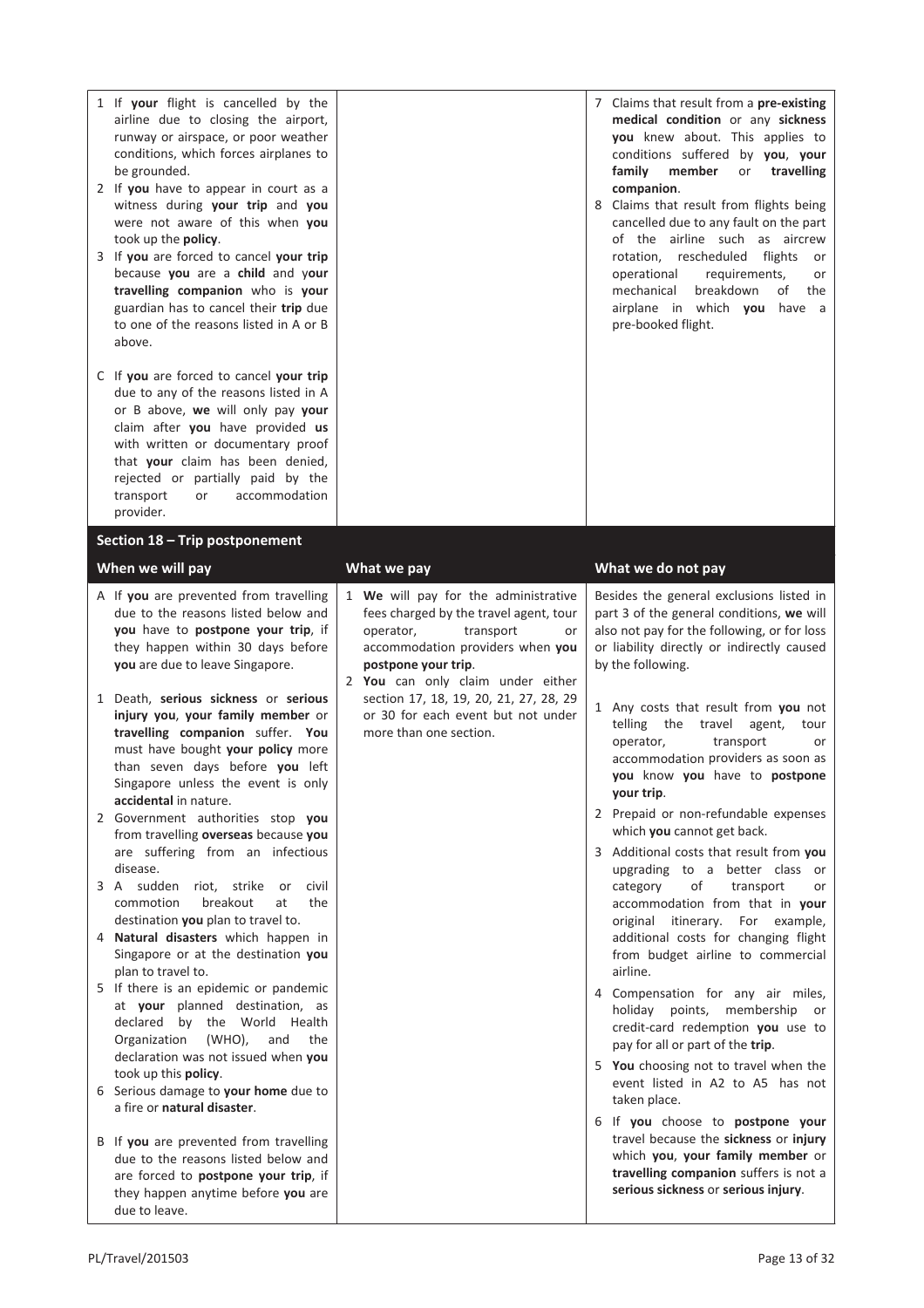| | | |
|---|---|---|
| 1 If **your** flight is cancelled by the airline due to closing the airport, runway or airspace, or poor weather conditions, which forces airplanes to be grounded.<br>2 If **you** have to appear in court as a witness during **your trip** and **you** were not aware of this when **you** took up the **policy**.<br>3 If **you** are forced to cancel **your trip** because **you** are a **child** and **your travelling companion** who is **your** guardian has to cancel their **trip** due to one of the reasons listed in A or B above.<br><br>C If **you** are forced to cancel **your trip** due to any of the reasons listed in A or B above, **we** will only pay **your** claim after **you** have provided **us** with written or documentary proof that **your** claim has been denied, rejected or partially paid by the transport or accommodation provider. | | 7 Claims that result from a **pre-existing medical condition** or any **sickness you** knew about. This applies to conditions suffered by **you**, **your family member** or **travelling companion**.<br>8 Claims that result from flights being cancelled due to any fault on the part of the airline such as aircrew rotation, rescheduled flights or operational requirements, or mechanical breakdown of the airplane in which **you** have a pre-booked flight. |

## Section 18 – Trip postponement

| When we will pay | What we pay | What we do not pay |
|---|---|---|
| A If **you** are prevented from travelling due to the reasons listed below and **you** have to **postpone your trip**, if they happen within 30 days before **you** are due to leave Singapore.<br><br>1 Death, **serious sickness** or **serious injury you**, **your family member** or **travelling companion** suffer. **You** must have bought **your policy** more than seven days before **you** left Singapore unless the event is only **accidental** in nature.<br>2 Government authorities stop **you** from travelling **overseas** because **you** are suffering from an infectious disease.<br>3 A sudden riot, strike or civil commotion breakout at the destination **you** plan to travel to.<br>4 **Natural disasters** which happen in Singapore or at the destination **you** plan to travel to.<br>5 If there is an epidemic or pandemic at **your** planned destination, as declared by the World Health Organization (WHO), and the declaration was not issued when **you** took up this **policy**.<br>6 Serious damage to **your home** due to a fire or **natural disaster**.<br><br>B If **you** are prevented from travelling due to the reasons listed below and are forced to **postpone your trip**, if they happen anytime before **you** are due to leave. | 1 **We** will pay for the administrative fees charged by the travel agent, tour operator, transport or accommodation providers when **you postpone your trip**.<br>2 **You** can only claim under either section 17, 18, 19, 20, 21, 27, 28, 29 or 30 for each event but not under more than one section. | Besides the general exclusions listed in part 3 of the general conditions, **we** will also not pay for the following, or for loss or liability directly or indirectly caused by the following.<br><br>1 Any costs that result from **you** not telling the travel agent, tour operator, transport or accommodation providers as soon as **you** know **you** have to **postpone your trip**.<br>2 Prepaid or non-refundable expenses which **you** cannot get back.<br>3 Additional costs that result from **you** upgrading to a better class or category of transport or accommodation from that in **your** original itinerary. For example, additional costs for changing flight from budget airline to commercial airline.<br>4 Compensation for any air miles, holiday points, membership or credit-card redemption **you** use to pay for all or part of the **trip**.<br>5 **You** choosing not to travel when the event listed in A2 to A5 has not taken place.<br>6 If **you** choose to **postpone your** travel because the **sickness** or **injury** which **you**, **your family member** or **travelling companion** suffers is not a **serious sickness** or **serious injury**. |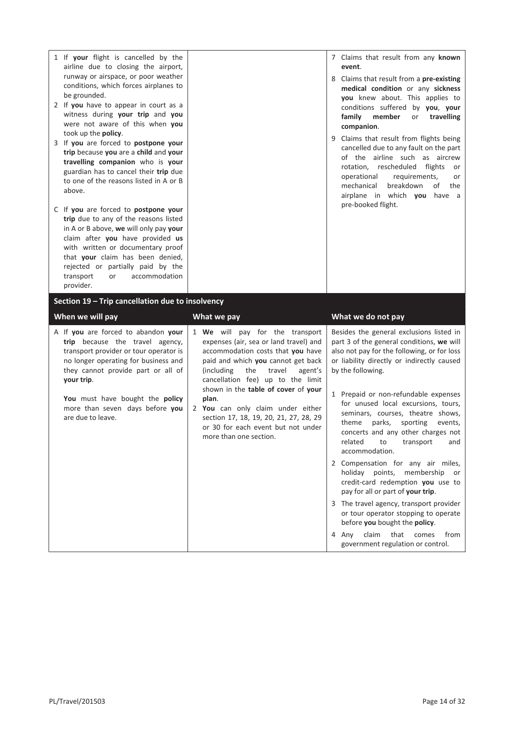| | | |
|---|---|---|
| 1 If **your** flight is cancelled by the airline due to closing the airport, runway or airspace, or poor weather conditions, which forces airplanes to be grounded.<br>2 If **you** have to appear in court as a witness during **your trip** and **you** were not aware of this when **you** took up the **policy**.<br>3 If **you** are forced to **postpone your trip** because **you** are a **child** and **your travelling companion** who is **your** guardian has to cancel their **trip** due to one of the reasons listed in A or B above.<br><br>C If **you** are forced to **postpone your trip** due to any of the reasons listed in A or B above, **we** will only pay **your** claim after **you** have provided **us** with written or documentary proof that **your** claim has been denied, rejected or partially paid by the transport or accommodation provider. | | 7 Claims that result from any **known event**.<br>8 Claims that result from a **pre-existing medical condition** or any **sickness you** knew about. This applies to conditions suffered by **you**, **your family member** or **travelling companion**.<br>9 Claims that result from flights being cancelled due to any fault on the part of the airline such as aircrew rotation, rescheduled flights or operational requirements, or mechanical breakdown of the airplane in which **you** have a pre-booked flight. |

## Section 19 – Trip cancellation due to insolvency

| When we will pay | What we pay | What we do not pay |
|---|---|---|
| A If **you** are forced to abandon **your trip** because the travel agency, transport provider or tour operator is no longer operating for business and they cannot provide part or all of **your trip**.<br><br>**You** must have bought the **policy** more than seven days before **you** are due to leave. | 1 **We** will pay for the transport expenses (air, sea or land travel) and accommodation costs that **you** have paid and which **you** cannot get back (including the travel agent's cancellation fee) up to the limit shown in the **table of cover** of **your plan**.<br>2 **You** can only claim under either section 17, 18, 19, 20, 21, 27, 28, 29 or 30 for each event but not under more than one section. | Besides the general exclusions listed in part 3 of the general conditions, **we** will also not pay for the following, or for loss or liability directly or indirectly caused by the following.<br><br>1 Prepaid or non-refundable expenses for unused local excursions, tours, seminars, courses, theatre shows, theme parks, sporting events, concerts and any other charges not related to transport and accommodation.<br>2 Compensation for any air miles, holiday points, membership or credit-card redemption **you** use to pay for all or part of **your trip**.<br>3 The travel agency, transport provider or tour operator stopping to operate before **you** bought the **policy**.<br>4 Any claim that comes from government regulation or control. |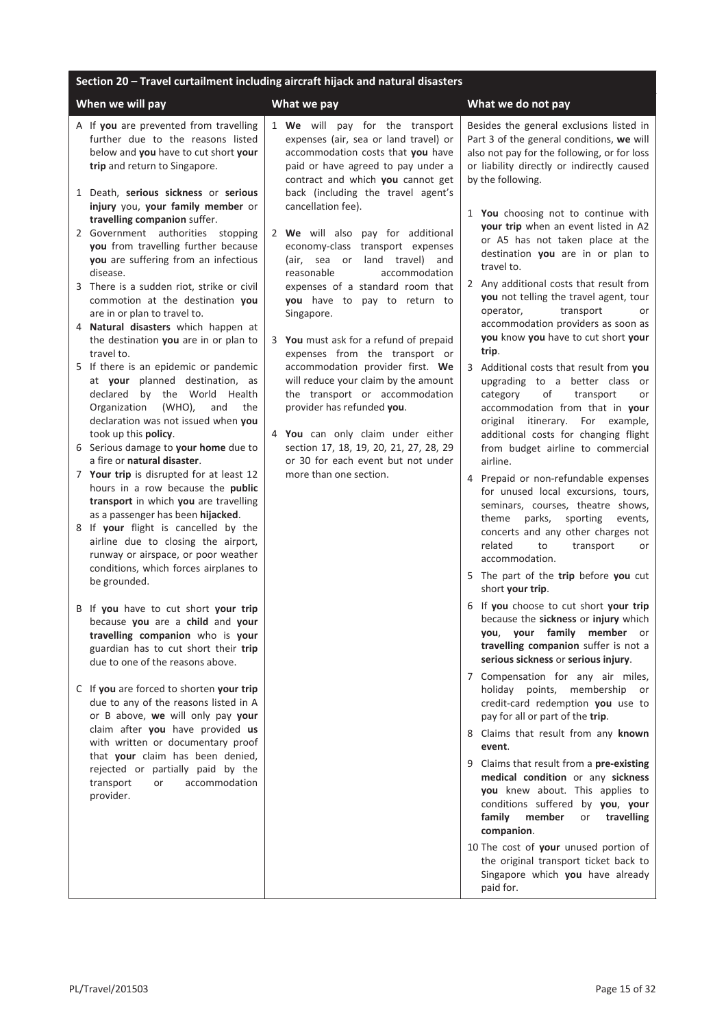## Section 20 – Travel curtailment including aircraft hijack and natural disasters

| When we will pay | What we pay | What we do not pay |
|---|---|---|
| A If **you** are prevented from travelling further due to the reasons listed below and **you** have to cut short **your trip** and return to Singapore.<br><br>1 Death, **serious sickness** or **serious injury** you, **your family member** or **travelling companion** suffer.<br>2 Government authorities stopping **you** from travelling further because **you** are suffering from an infectious disease.<br>3 There is a sudden riot, strike or civil commotion at the destination **you** are in or plan to travel to.<br>4 **Natural disasters** which happen at the destination **you** are in or plan to travel to.<br>5 If there is an epidemic or pandemic at **your** planned destination, as declared by the World Health Organization (WHO), and the declaration was not issued when **you** took up this **policy**.<br>6 Serious damage to **your home** due to a fire or **natural disaster**.<br>7 **Your trip** is disrupted for at least 12 hours in a row because the **public transport** in which **you** are travelling as a passenger has been **hijacked**.<br>8 If **your** flight is cancelled by the airline due to closing the airport, runway or airspace, or poor weather conditions, which forces airplanes to be grounded.<br><br>B If **you** have to cut short **your trip** because **you** are a **child** and **your travelling companion** who is **your** guardian has to cut short their **trip** due to one of the reasons above.<br><br>C If **you** are forced to shorten **your trip** due to any of the reasons listed in A or B above, **we** will only pay **your** claim after **you** have provided **us** with written or documentary proof that **your** claim has been denied, rejected or partially paid by the transport or accommodation provider. | 1 **We** will pay for the transport expenses (air, sea or land travel) or accommodation costs that **you** have paid or have agreed to pay under a contract and which **you** cannot get back (including the travel agent's cancellation fee).<br><br>2 **We** will also pay for additional economy-class transport expenses (air, sea or land travel) and reasonable accommodation expenses of a standard room that **you** have to pay to return to Singapore.<br><br>3 **You** must ask for a refund of prepaid expenses from the transport or accommodation provider first. **We** will reduce your claim by the amount the transport or accommodation provider has refunded **you**.<br><br>4 **You** can only claim under either section 17, 18, 19, 20, 21, 27, 28, 29 or 30 for each event but not under more than one section. | Besides the general exclusions listed in Part 3 of the general conditions, **we** will also not pay for the following, or for loss or liability directly or indirectly caused by the following.<br><br>1 **You** choosing not to continue with **your trip** when an event listed in A2 or A5 has not taken place at the destination **you** are in or plan to travel to.<br>2 Any additional costs that result from **you** not telling the travel agent, tour operator, transport or accommodation providers as soon as **you** know **you** have to cut short **your trip**.<br>3 Additional costs that result from **you** upgrading to a better class or category of transport or accommodation from that in **your** original itinerary. For example, additional costs for changing flight from budget airline to commercial airline.<br>4 Prepaid or non-refundable expenses for unused local excursions, tours, seminars, courses, theatre shows, theme parks, sporting events, concerts and any other charges not related to transport or accommodation.<br>5 The part of the **trip** before **you** cut short **your trip**.<br>6 If **you** choose to cut short **your trip** because the **sickness** or **injury** which **you**, **your family member** or **travelling companion** suffer is not a **serious sickness** or **serious injury**.<br>7 Compensation for any air miles, holiday points, membership or credit-card redemption **you** use to pay for all or part of the **trip**.<br>8 Claims that result from any **known event**.<br>9 Claims that result from a **pre-existing medical condition** or any **sickness you** knew about. This applies to conditions suffered by **you**, **your family member** or **travelling companion**.<br>10 The cost of **your** unused portion of the original transport ticket back to Singapore which **you** have already paid for. |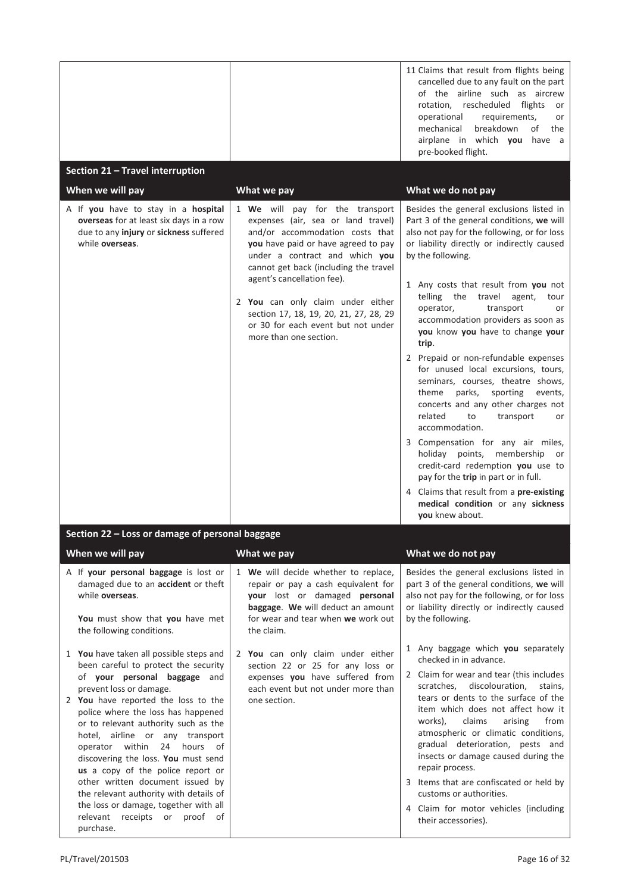| | | 11 Claims that result from flights being cancelled due to any fault on the part of the airline such as aircrew rotation, rescheduled flights or operational requirements, or mechanical breakdown of the airplane in which **you** have a pre-booked flight. |
|---|---|---|

## Section 21 – Travel interruption

| When we will pay | What we pay | What we do not pay |
|---|---|---|
| A If **you** have to stay in a **hospital overseas** for at least six days in a row due to any **injury** or **sickness** suffered while **overseas**. | 1 **We** will pay for the transport expenses (air, sea or land travel) and/or accommodation costs that **you** have paid or have agreed to pay under a contract and which **you** cannot get back (including the travel agent's cancellation fee).<br><br>2 **You** can only claim under either section 17, 18, 19, 20, 21, 27, 28, 29 or 30 for each event but not under more than one section. | Besides the general exclusions listed in Part 3 of the general conditions, **we** will also not pay for the following, or for loss or liability directly or indirectly caused by the following.<br><br>1 Any costs that result from **you** not telling the travel agent, tour operator, transport or accommodation providers as soon as **you** know **you** have to change **your trip**.<br><br>2 Prepaid or non-refundable expenses for unused local excursions, tours, seminars, courses, theatre shows, theme parks, sporting events, concerts and any other charges not related to transport or accommodation.<br><br>3 Compensation for any air miles, holiday points, membership or credit-card redemption **you** use to pay for the **trip** in part or in full.<br><br>4 Claims that result from a **pre-existing medical condition** or any **sickness you** knew about. |

## Section 22 – Loss or damage of personal baggage

| When we will pay | What we pay | What we do not pay |
|---|---|---|
| A If **your personal baggage** is lost or damaged due to an **accident** or theft while **overseas**.<br><br>**You** must show that **you** have met the following conditions.<br><br>1 **You** have taken all possible steps and been careful to protect the security of **your personal baggage** and prevent loss or damage.<br>2 **You** have reported the loss to the police where the loss has happened or to relevant authority such as the hotel, airline or any transport operator within 24 hours of discovering the loss. **You** must send **us** a copy of the police report or other written document issued by the relevant authority with details of the loss or damage, together with all relevant receipts or proof of purchase. | 1 **We** will decide whether to replace, repair or pay a cash equivalent for **your** lost or damaged **personal baggage**. **We** will deduct an amount for wear and tear when **we** work out the claim.<br><br>2 **You** can only claim under either section 22 or 25 for any loss or expenses **you** have suffered from each event but not under more than one section. | Besides the general exclusions listed in part 3 of the general conditions, **we** will also not pay for the following, or for loss or liability directly or indirectly caused by the following.<br><br>1 Any baggage which **you** separately checked in in advance.<br>2 Claim for wear and tear (this includes scratches, discolouration, stains, tears or dents to the surface of the item which does not affect how it works), claims arising from atmospheric or climatic conditions, gradual deterioration, pests and insects or damage caused during the repair process.<br>3 Items that are confiscated or held by customs or authorities.<br>4 Claim for motor vehicles (including their accessories). |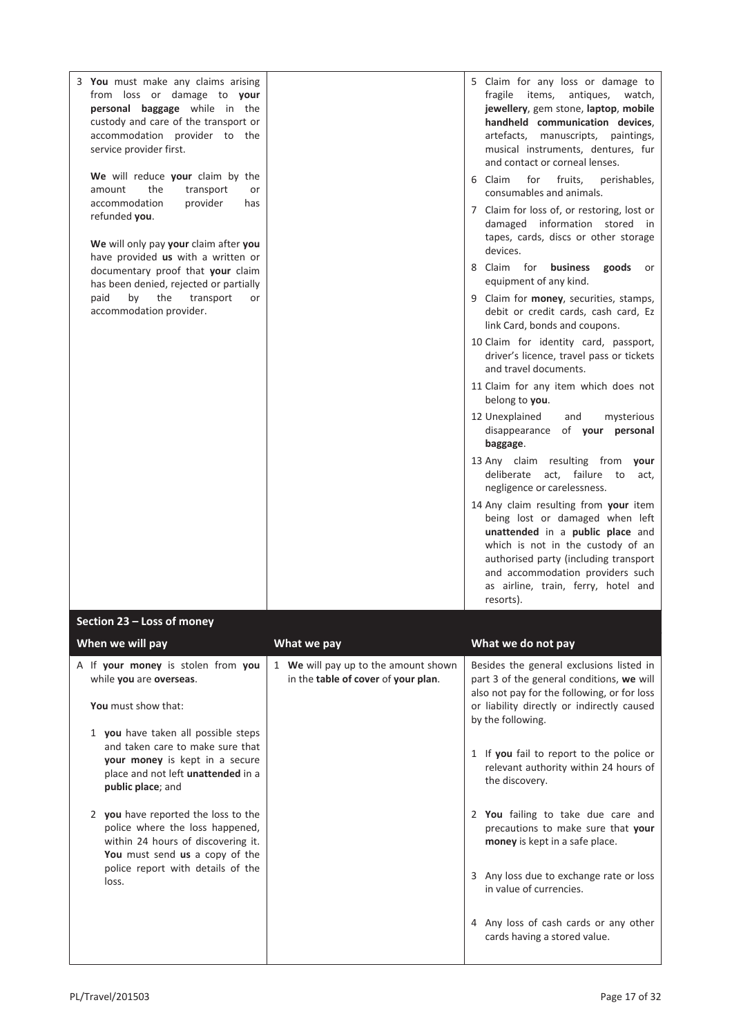| | | |
|---|---|---|
| 3 **You** must make any claims arising from loss or damage to **your personal baggage** while in the custody and care of the transport or accommodation provider to the service provider first.<br><br>**We** will reduce **your** claim by the amount the transport or accommodation provider has refunded **you**.<br><br>**We** will only pay **your** claim after **you** have provided **us** with a written or documentary proof that **your** claim has been denied, rejected or partially paid by the transport or accommodation provider. | | 5 Claim for any loss or damage to fragile items, antiques, watch, **jewellery**, gem stone, **laptop**, **mobile handheld communication devices**, artefacts, manuscripts, paintings, musical instruments, dentures, fur and contact or corneal lenses.<br><br>6 Claim for fruits, perishables, consumables and animals.<br><br>7 Claim for loss of, or restoring, lost or damaged information stored in tapes, cards, discs or other storage devices.<br><br>8 Claim for **business goods** or equipment of any kind.<br><br>9 Claim for **money**, securities, stamps, debit or credit cards, cash card, Ez link Card, bonds and coupons.<br><br>10 Claim for identity card, passport, driver's licence, travel pass or tickets and travel documents.<br><br>11 Claim for any item which does not belong to **you**.<br><br>12 Unexplained and mysterious disappearance of **your personal baggage**.<br><br>13 Any claim resulting from **your** deliberate act, failure to act, negligence or carelessness.<br><br>14 Any claim resulting from **your** item being lost or damaged when left **unattended** in a **public place** and which is not in the custody of an authorised party (including transport and accommodation providers such as airline, train, ferry, hotel and resorts). |

## Section 23 – Loss of money

| When we will pay | What we pay | What we do not pay |
|---|---|---|
| A If **your money** is stolen from **you** while **you** are **overseas**.<br><br>**You** must show that:<br><br>1 **you** have taken all possible steps and taken care to make sure that **your money** is kept in a secure place and not left **unattended** in a **public place**; and<br><br>2 **you** have reported the loss to the police where the loss happened, within 24 hours of discovering it. **You** must send **us** a copy of the police report with details of the loss. | 1 **We** will pay up to the amount shown in the **table of cover** of **your plan**. | Besides the general exclusions listed in part 3 of the general conditions, **we** will also not pay for the following, or for loss or liability directly or indirectly caused by the following.<br><br>1 If **you** fail to report to the police or relevant authority within 24 hours of the discovery.<br><br>2 **You** failing to take due care and precautions to make sure that **your money** is kept in a safe place.<br><br>3 Any loss due to exchange rate or loss in value of currencies.<br><br>4 Any loss of cash cards or any other cards having a stored value. |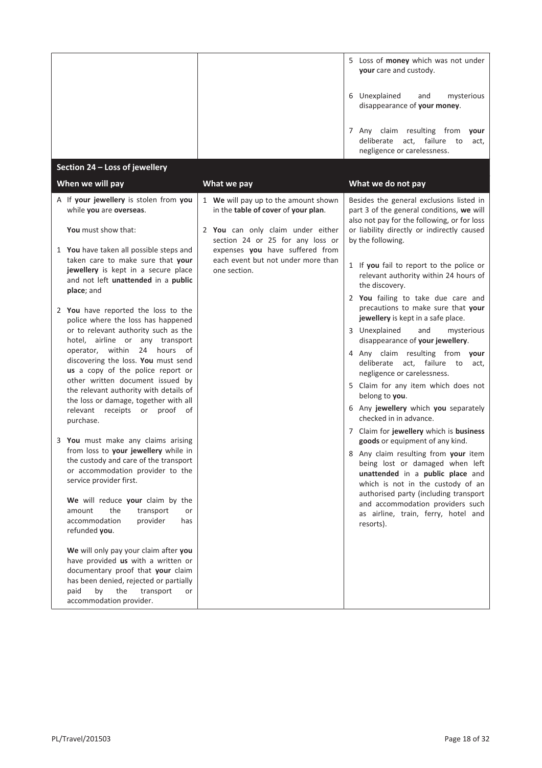| | | |
|---|---|---|
| | | 5 Loss of **money** which was not under **your** care and custody.<br><br>6 Unexplained and mysterious disappearance of **your money**.<br><br>7 Any claim resulting from **your** deliberate act, failure to act, negligence or carelessness. |

## Section 24 – Loss of jewellery

| When we will pay | What we pay | What we do not pay |
|---|---|---|
| A If **your jewellery** is stolen from **you** while **you** are **overseas**.<br><br>**You** must show that:<br><br>1 **You** have taken all possible steps and taken care to make sure that **your jewellery** is kept in a secure place and not left **unattended** in a **public place**; and<br><br>2 **You** have reported the loss to the police where the loss has happened or to relevant authority such as the hotel, airline or any transport operator, within 24 hours of discovering the loss. **You** must send **us** a copy of the police report or other written document issued by the relevant authority with details of the loss or damage, together with all relevant receipts or proof of purchase.<br><br>3 **You** must make any claims arising from loss to **your jewellery** while in the custody and care of the transport or accommodation provider to the service provider first.<br><br>**We** will reduce **your** claim by the amount the transport or accommodation provider has refunded **you**.<br><br>**We** will only pay your claim after **you** have provided **us** with a written or documentary proof that **your** claim has been denied, rejected or partially paid by the transport or accommodation provider. | 1 **We** will pay up to the amount shown in the **table of cover** of **your plan**.<br><br>2 **You** can only claim under either section 24 or 25 for any loss or expenses **you** have suffered from each event but not under more than one section. | Besides the general exclusions listed in part 3 of the general conditions, **we** will also not pay for the following, or for loss or liability directly or indirectly caused by the following.<br><br>1 If **you** fail to report to the police or relevant authority within 24 hours of the discovery.<br><br>2 **You** failing to take due care and precautions to make sure that **your jewellery** is kept in a safe place.<br><br>3 Unexplained and mysterious disappearance of **your jewellery**.<br><br>4 Any claim resulting from **your** deliberate act, failure to act, negligence or carelessness.<br><br>5 Claim for any item which does not belong to **you**.<br><br>6 Any **jewellery** which **you** separately checked in in advance.<br><br>7 Claim for **jewellery** which is **business goods** or equipment of any kind.<br><br>8 Any claim resulting from **your** item being lost or damaged when left **unattended** in a **public place** and which is not in the custody of an authorised party (including transport and accommodation providers such as airline, train, ferry, hotel and resorts). |

PL/Travel/201503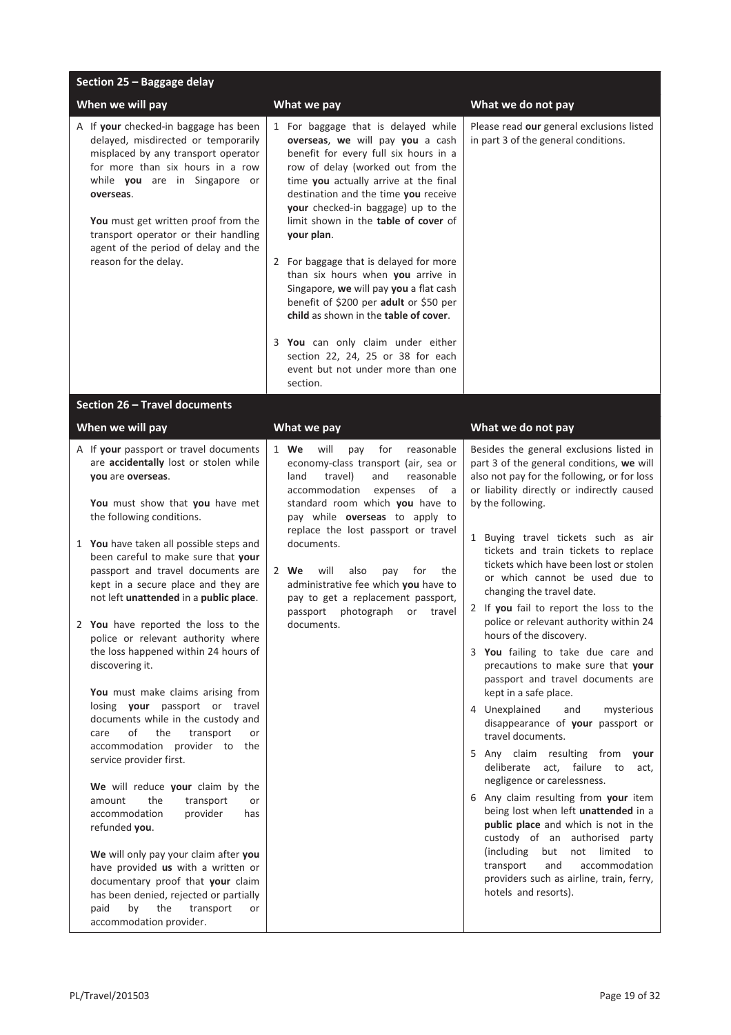## Section 25 – Baggage delay

| When we will pay | What we pay | What we do not pay |
|---|---|---|
| A If **your** checked-in baggage has been delayed, misdirected or temporarily misplaced by any transport operator for more than six hours in a row while **you** are in Singapore or **overseas**.<br><br>**You** must get written proof from the transport operator or their handling agent of the period of delay and the reason for the delay. | 1 For baggage that is delayed while **overseas**, **we** will pay **you** a cash benefit for every full six hours in a row of delay (worked out from the time **you** actually arrive at the final destination and the time **you** receive **your** checked-in baggage) up to the limit shown in the **table of cover** of **your plan**.<br><br>2 For baggage that is delayed for more than six hours when **you** arrive in Singapore, **we** will pay **you** a flat cash benefit of $200 per **adult** or $50 per **child** as shown in the **table of cover**.<br><br>3 **You** can only claim under either section 22, 24, 25 or 38 for each event but not under more than one section. | Please read **our** general exclusions listed in part 3 of the general conditions. |

## Section 26 – Travel documents

| When we will pay | What we pay | What we do not pay |
|---|---|---|
| A If **your** passport or travel documents are **accidentally** lost or stolen while **you** are **overseas**.<br><br>**You** must show that **you** have met the following conditions.<br><br>1 **You** have taken all possible steps and been careful to make sure that **your** passport and travel documents are kept in a secure place and they are not left **unattended** in a **public place**.<br><br>2 **You** have reported the loss to the police or relevant authority where the loss happened within 24 hours of discovering it.<br><br>**You** must make claims arising from losing **your** passport or travel documents while in the custody and care of the transport or accommodation provider to the service provider first.<br><br>**We** will reduce **your** claim by the amount the transport or accommodation provider has refunded **you**.<br><br>**We** will only pay your claim after **you** have provided **us** with a written or documentary proof that **your** claim has been denied, rejected or partially paid by the transport or accommodation provider. | 1 **We** will pay for reasonable economy-class transport (air, sea or land travel) and reasonable accommodation expenses of a standard room which **you** have to pay while **overseas** to apply to replace the lost passport or travel documents.<br><br>2 **We** will also pay for the administrative fee which **you** have to pay to get a replacement passport, passport photograph or travel documents. | Besides the general exclusions listed in part 3 of the general conditions, **we** will also not pay for the following, or for loss or liability directly or indirectly caused by the following.<br><br>1 Buying travel tickets such as air tickets and train tickets to replace tickets which have been lost or stolen or which cannot be used due to changing the travel date.<br><br>2 If **you** fail to report the loss to the police or relevant authority within 24 hours of the discovery.<br><br>3 **You** failing to take due care and precautions to make sure that **your** passport and travel documents are kept in a safe place.<br><br>4 Unexplained and mysterious disappearance of **your** passport or travel documents.<br><br>5 Any claim resulting from **your** deliberate act, failure to act, negligence or carelessness.<br><br>6 Any claim resulting from **your** item being lost when left **unattended** in a **public place** and which is not in the custody of an authorised party (including but not limited to transport and accommodation providers such as airline, train, ferry, hotels and resorts). |

PL/Travel/201503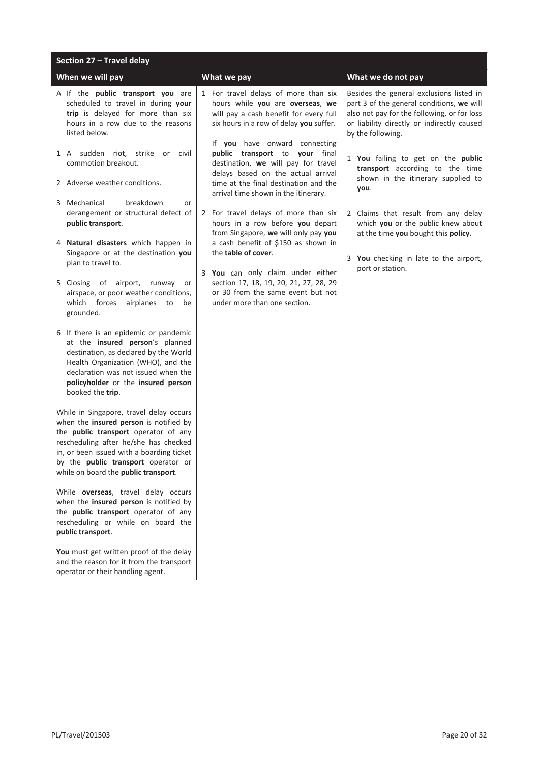## Section 27 – Travel delay

| When we will pay | What we pay | What we do not pay |
|---|---|---|
| A If the **public transport you** are scheduled to travel in during **your trip** is delayed for more than six hours in a row due to the reasons listed below.<br><br>1 A sudden riot, strike or civil commotion breakout.<br><br>2 Adverse weather conditions.<br><br>3 Mechanical breakdown or derangement or structural defect of **public transport**.<br><br>4 **Natural disasters** which happen in Singapore or at the destination **you** plan to travel to.<br><br>5 Closing of airport, runway or airspace, or poor weather conditions, which forces airplanes to be grounded.<br><br>6 If there is an epidemic or pandemic at the **insured person**'s planned destination, as declared by the World Health Organization (WHO), and the declaration was not issued when the **policyholder** or the **insured person** booked the **trip**.<br><br>While in Singapore, travel delay occurs when the **insured person** is notified by the **public transport** operator of any rescheduling after he/she has checked in, or been issued with a boarding ticket by the **public transport** operator or while on board the **public transport**.<br><br>While **overseas**, travel delay occurs when the **insured person** is notified by the **public transport** operator of any rescheduling or while on board the **public transport**.<br><br>**You** must get written proof of the delay and the reason for it from the transport operator or their handling agent. | 1 For travel delays of more than six hours while **you** are **overseas**, **we** will pay a cash benefit for every full six hours in a row of delay **you** suffer.<br><br>If **you** have onward connecting **public transport** to **your** final destination, **we** will pay for travel delays based on the actual arrival time at the final destination and the arrival time shown in the itinerary.<br><br>2 For travel delays of more than six hours in a row before **you** depart from Singapore, **we** will only pay **you** a cash benefit of $150 as shown in the **table of cover**.<br><br>3 **You** can only claim under either section 17, 18, 19, 20, 21, 27, 28, 29 or 30 from the same event but not under more than one section. | Besides the general exclusions listed in part 3 of the general conditions, **we** will also not pay for the following, or for loss or liability directly or indirectly caused by the following.<br><br>1 **You** failing to get on the **public transport** according to the time shown in the itinerary supplied to **you**.<br><br>2 Claims that result from any delay which **you** or the public knew about at the time **you** bought this **policy**.<br><br>3 **You** checking in late to the airport, port or station. |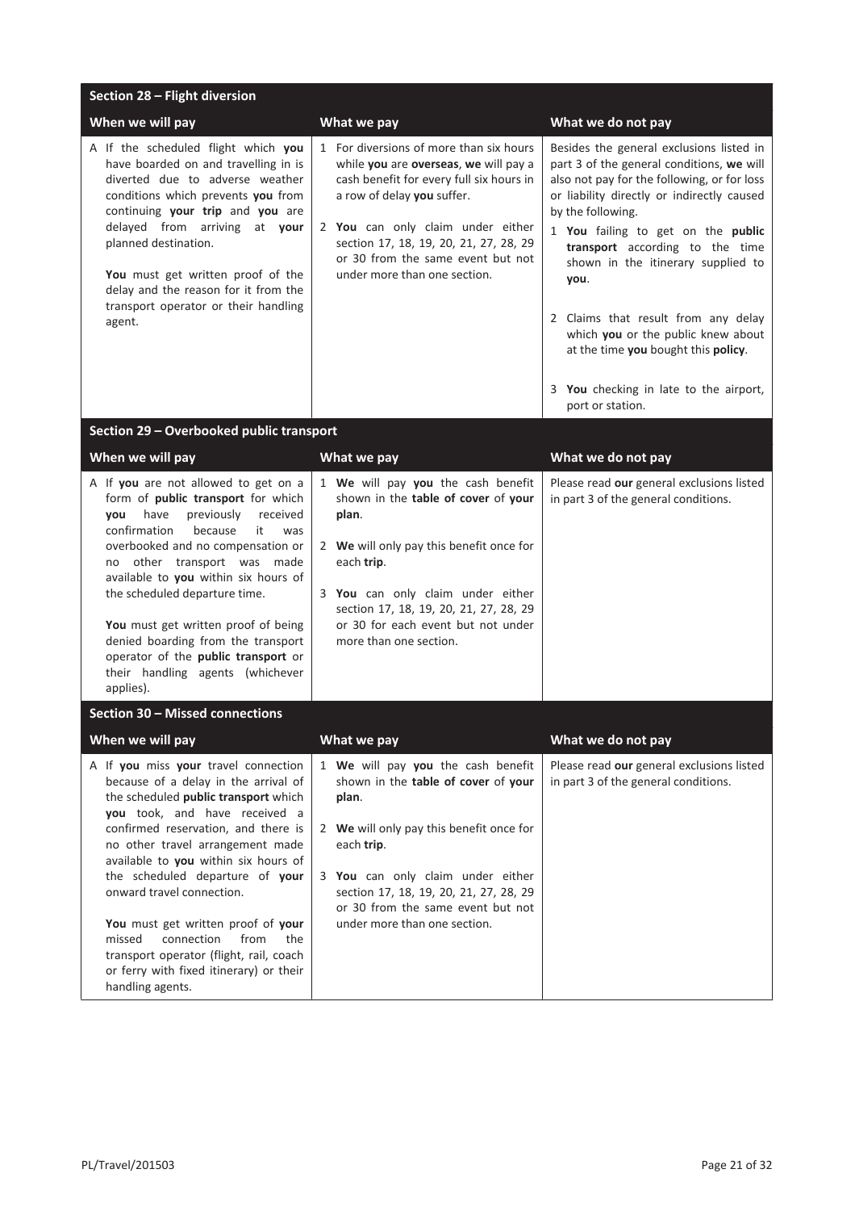## Section 28 – Flight diversion

| When we will pay | What we pay | What we do not pay |
|---|---|---|
| A If the scheduled flight which **you** have boarded on and travelling in is diverted due to adverse weather conditions which prevents **you** from continuing **your trip** and **you** are delayed from arriving at **your** planned destination.<br><br>**You** must get written proof of the delay and the reason for it from the transport operator or their handling agent. | 1 For diversions of more than six hours while **you** are **overseas**, **we** will pay a cash benefit for every full six hours in a row of delay **you** suffer.<br><br>2 **You** can only claim under either section 17, 18, 19, 20, 21, 27, 28, 29 or 30 from the same event but not under more than one section. | Besides the general exclusions listed in part 3 of the general conditions, **we** will also not pay for the following, or for loss or liability directly or indirectly caused by the following.<br><br>1 **You** failing to get on the **public transport** according to the time shown in the itinerary supplied to **you**.<br><br>2 Claims that result from any delay which **you** or the public knew about at the time **you** bought this **policy**.<br><br>3 **You** checking in late to the airport, port or station. |

## Section 29 – Overbooked public transport

| When we will pay | What we pay | What we do not pay |
|---|---|---|
| A If **you** are not allowed to get on a form of **public transport** for which **you** have previously received confirmation because it was overbooked and no compensation or no other transport was made available to **you** within six hours of the scheduled departure time.<br><br>**You** must get written proof of being denied boarding from the transport operator of the **public transport** or their handling agents (whichever applies). | 1 **We** will pay **you** the cash benefit shown in the **table of cover** of **your plan**.<br><br>2 **We** will only pay this benefit once for each **trip**.<br><br>3 **You** can only claim under either section 17, 18, 19, 20, 21, 27, 28, 29 or 30 for each event but not under more than one section. | Please read **our** general exclusions listed in part 3 of the general conditions. |

## Section 30 – Missed connections

| When we will pay | What we pay | What we do not pay |
|---|---|---|
| A If **you** miss **your** travel connection because of a delay in the arrival of the scheduled **public transport** which **you** took, and have received a confirmed reservation, and there is no other travel arrangement made available to **you** within six hours of the scheduled departure of **your** onward travel connection.<br><br>**You** must get written proof of **your** missed connection from the transport operator (flight, rail, coach or ferry with fixed itinerary) or their handling agents. | 1 **We** will pay **you** the cash benefit shown in the **table of cover** of **your plan**.<br><br>2 **We** will only pay this benefit once for each **trip**.<br><br>3 **You** can only claim under either section 17, 18, 19, 20, 21, 27, 28, 29 or 30 from the same event but not under more than one section. | Please read **our** general exclusions listed in part 3 of the general conditions. |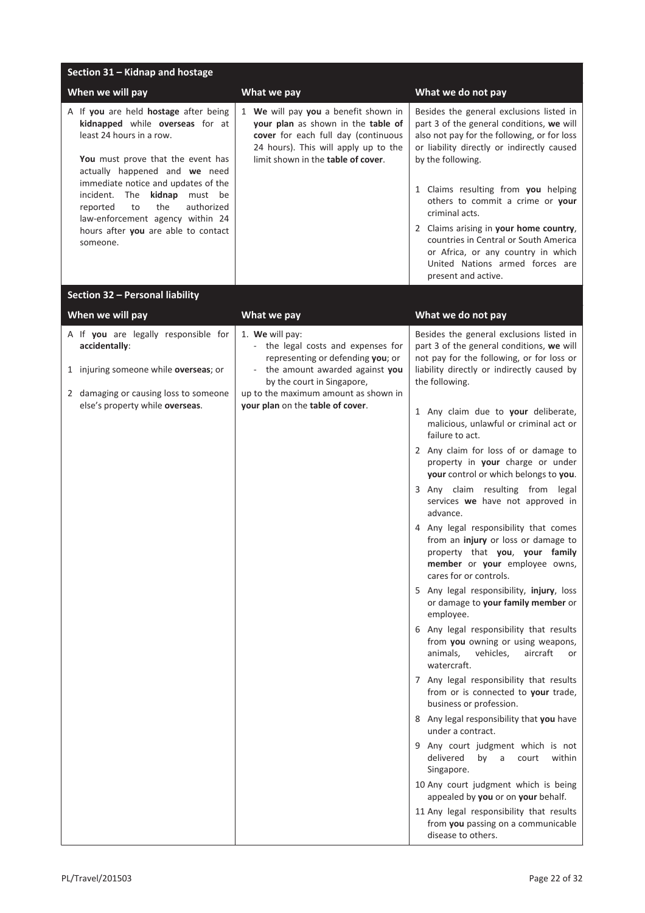## Section 31 – Kidnap and hostage

| When we will pay | What we pay | What we do not pay |
|---|---|---|
| A If **you** are held **hostage** after being **kidnapped** while **overseas** for at least 24 hours in a row.<br><br>**You** must prove that the event has actually happened and **we** need immediate notice and updates of the incident. The **kidnap** must be reported to the authorized law-enforcement agency within 24 hours after **you** are able to contact someone. | 1 **We** will pay **you** a benefit shown in **your plan** as shown in the **table of cover** for each full day (continuous 24 hours). This will apply up to the limit shown in the **table of cover**. | Besides the general exclusions listed in part 3 of the general conditions, **we** will also not pay for the following, or for loss or liability directly or indirectly caused by the following.<br><br>1 Claims resulting from **you** helping others to commit a crime or **your** criminal acts.<br>2 Claims arising in **your home country**, countries in Central or South America or Africa, or any country in which United Nations armed forces are present and active. |

## Section 32 – Personal liability

| When we will pay | What we pay | What we do not pay |
|---|---|---|
| A If **you** are legally responsible for **accidentally**:<br><br>1 injuring someone while **overseas**; or<br><br>2 damaging or causing loss to someone else's property while **overseas**. | 1. **We** will pay:<br>- the legal costs and expenses for representing or defending **you**; or<br>- the amount awarded against **you** by the court in Singapore,<br>up to the maximum amount as shown in **your plan** on the **table of cover**. | Besides the general exclusions listed in part 3 of the general conditions, **we** will not pay for the following, or for loss or liability directly or indirectly caused by the following.<br><br>1 Any claim due to **your** deliberate, malicious, unlawful or criminal act or failure to act.<br>2 Any claim for loss of or damage to property in **your** charge or under **your** control or which belongs to **you**.<br>3 Any claim resulting from legal services **we** have not approved in advance.<br>4 Any legal responsibility that comes from an **injury** or loss or damage to property that **you**, **your family member** or **your** employee owns, cares for or controls.<br>5 Any legal responsibility, **injury**, loss or damage to **your family member** or employee.<br>6 Any legal responsibility that results from **you** owning or using weapons, animals, vehicles, aircraft or watercraft.<br>7 Any legal responsibility that results from or is connected to **your** trade, business or profession.<br>8 Any legal responsibility that **you** have under a contract.<br>9 Any court judgment which is not delivered by a court within Singapore.<br>10 Any court judgment which is being appealed by **you** or on **your** behalf.<br>11 Any legal responsibility that results from **you** passing on a communicable disease to others. |

PL/Travel/201503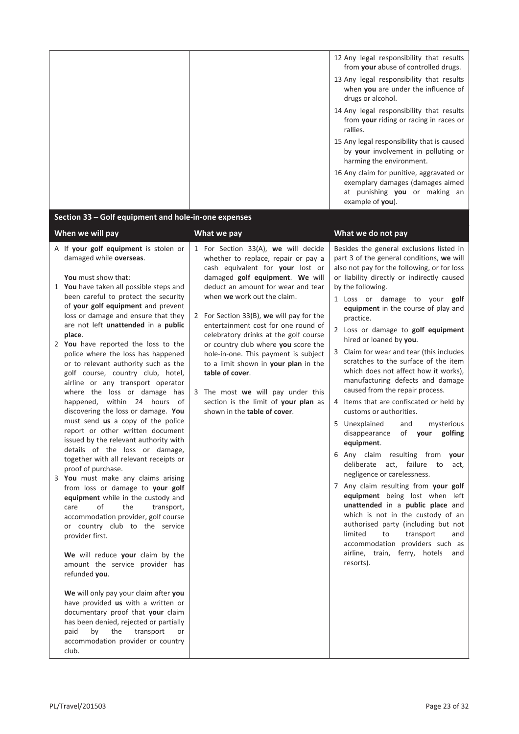12 Any legal responsibility that results from **your** abuse of controlled drugs.

13 Any legal responsibility that results when **you** are under the influence of drugs or alcohol.

14 Any legal responsibility that results from **your** riding or racing in races or rallies.

15 Any legal responsibility that is caused by **your** involvement in polluting or harming the environment.

16 Any claim for punitive, aggravated or exemplary damages (damages aimed at punishing **you** or making an example of **you**).

## Section 33 – Golf equipment and hole-in-one expenses

### When we will pay

A If **your golf equipment** is stolen or damaged while **overseas**.

**You** must show that:

1 **You** have taken all possible steps and been careful to protect the security of **your golf equipment** and prevent loss or damage and ensure that they are not left **unattended** in a **public place**.

2 **You** have reported the loss to the police where the loss has happened or to relevant authority such as the golf course, country club, hotel, airline or any transport operator where the loss or damage has happened, within 24 hours of discovering the loss or damage. **You** must send **us** a copy of the police report or other written document issued by the relevant authority with details of the loss or damage, together with all relevant receipts or proof of purchase.

3 **You** must make any claims arising from loss or damage to **your golf equipment** while in the custody and care of the transport, accommodation provider, golf course or country club to the service provider first.

**We** will reduce **your** claim by the amount the service provider has refunded **you**.

**We** will only pay your claim after **you** have provided **us** with a written or documentary proof that **your** claim has been denied, rejected or partially paid by the transport or accommodation provider or country club.

### What we pay

1 For Section 33(A), **we** will decide whether to replace, repair or pay a cash equivalent for **your** lost or damaged **golf equipment**. **We** will deduct an amount for wear and tear when **we** work out the claim.

2 For Section 33(B), **we** will pay for the entertainment cost for one round of celebratory drinks at the golf course or country club where **you** score the hole-in-one. This payment is subject to a limit shown in **your plan** in the **table of cover**.

3 The most **we** will pay under this section is the limit of **your plan** as shown in the **table of cover**.

### What we do not pay

Besides the general exclusions listed in part 3 of the general conditions, **we** will also not pay for the following, or for loss or liability directly or indirectly caused by the following.

1 Loss or damage to your **golf equipment** in the course of play and practice.

2 Loss or damage to **golf equipment** hired or loaned by **you**.

3 Claim for wear and tear (this includes scratches to the surface of the item which does not affect how it works), manufacturing defects and damage caused from the repair process.

4 Items that are confiscated or held by customs or authorities.

5 Unexplained and mysterious disappearance of **your golfing equipment**.

6 Any claim resulting from **your** deliberate act, failure to act, negligence or carelessness.

7 Any claim resulting from **your golf equipment** being lost when left **unattended** in a **public place** and which is not in the custody of an authorised party (including but not limited to transport and accommodation providers such as airline, train, ferry, hotels and resorts).

PL/Travel/201503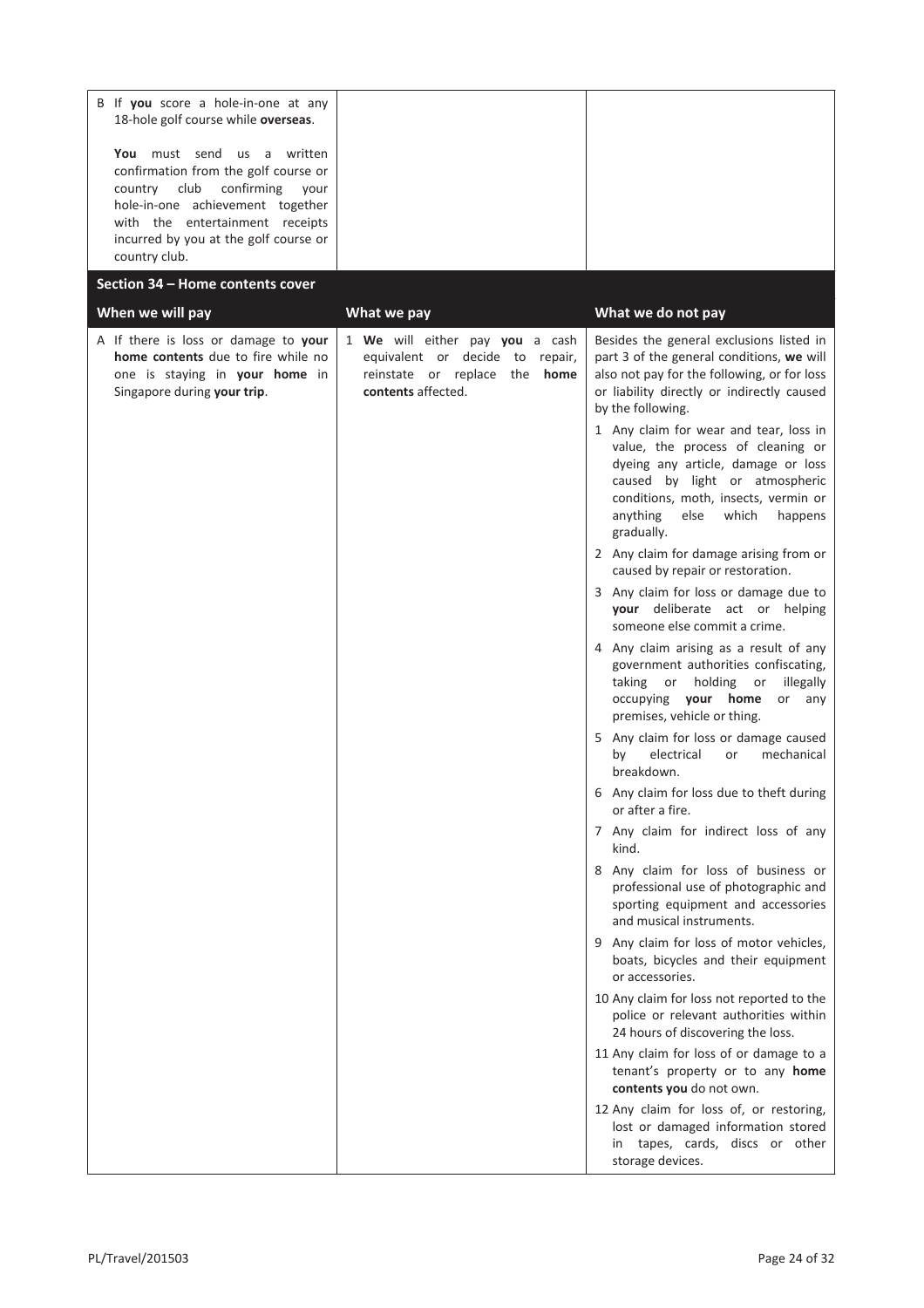| | | |
|---|---|---|
| B If **you** score a hole-in-one at any 18-hole golf course while **overseas**.<br><br>**You** must send us a written confirmation from the golf course or country club confirming your hole-in-one achievement together with the entertainment receipts incurred by you at the golf course or country club. | | |

## Section 34 – Home contents cover

| When we will pay | What we pay | What we do not pay |
|---|---|---|
| A If there is loss or damage to **your home contents** due to fire while no one is staying in **your home** in Singapore during **your trip**. | 1 **We** will either pay **you** a cash equivalent or decide to repair, reinstate or replace the **home contents** affected. | Besides the general exclusions listed in part 3 of the general conditions, **we** will also not pay for the following, or for loss or liability directly or indirectly caused by the following.<br><br>1 Any claim for wear and tear, loss in value, the process of cleaning or dyeing any article, damage or loss caused by light or atmospheric conditions, moth, insects, vermin or anything else which happens gradually.<br><br>2 Any claim for damage arising from or caused by repair or restoration.<br><br>3 Any claim for loss or damage due to **your** deliberate act or helping someone else commit a crime.<br><br>4 Any claim arising as a result of any government authorities confiscating, taking or holding or illegally occupying **your home** or any premises, vehicle or thing.<br><br>5 Any claim for loss or damage caused by electrical or mechanical breakdown.<br><br>6 Any claim for loss due to theft during or after a fire.<br><br>7 Any claim for indirect loss of any kind.<br><br>8 Any claim for loss of business or professional use of photographic and sporting equipment and accessories and musical instruments.<br><br>9 Any claim for loss of motor vehicles, boats, bicycles and their equipment or accessories.<br><br>10 Any claim for loss not reported to the police or relevant authorities within 24 hours of discovering the loss.<br><br>11 Any claim for loss of or damage to a tenant's property or to any **home contents you** do not own.<br><br>12 Any claim for loss of, or restoring, lost or damaged information stored in tapes, cards, discs or other storage devices. |

PL/Travel/201503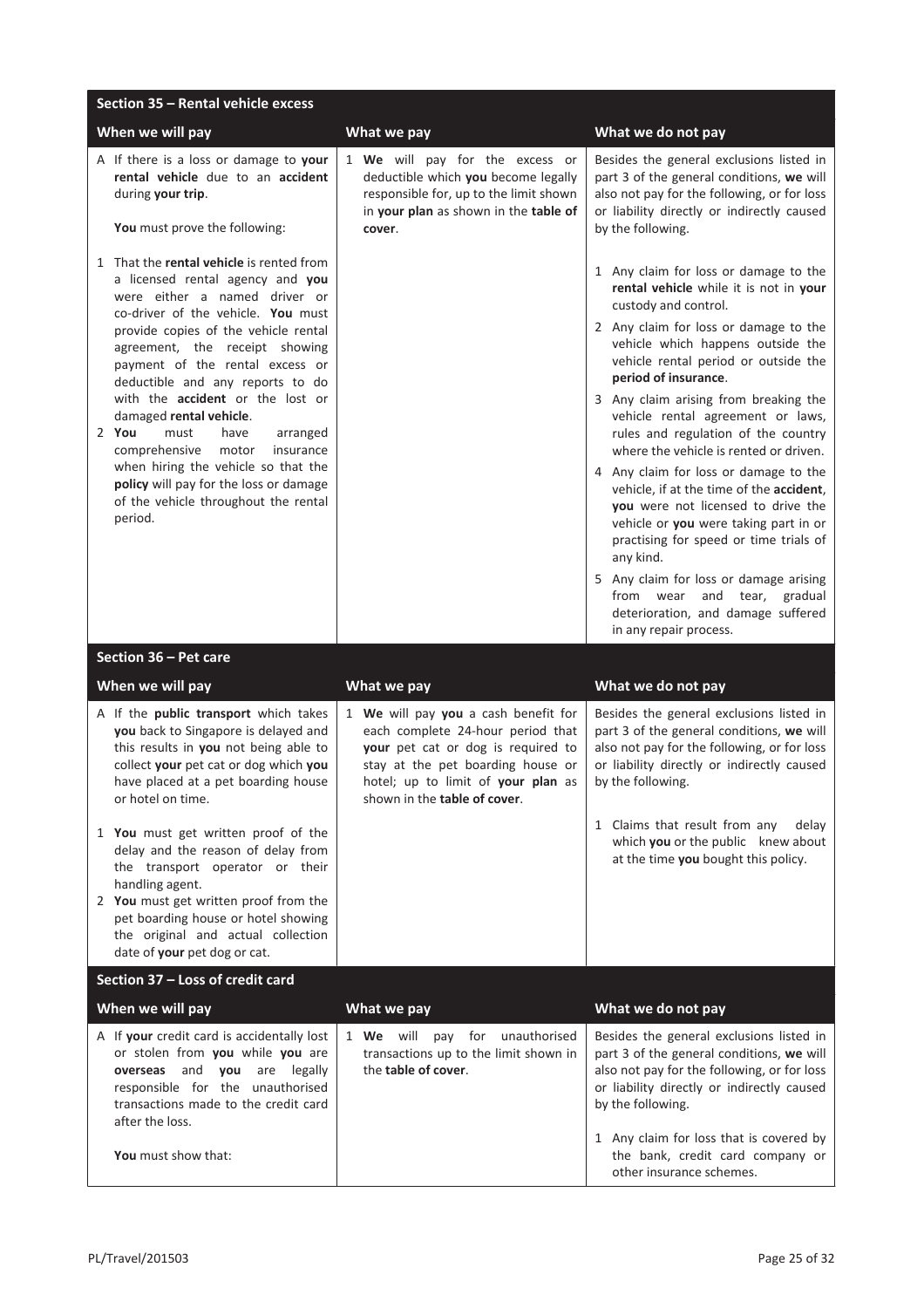## Section 35 – Rental vehicle excess

| When we will pay | What we pay | What we do not pay |
|---|---|---|
| A If there is a loss or damage to **your rental vehicle** due to an **accident** during **your trip**.<br><br>**You** must prove the following:<br><br>1 That the **rental vehicle** is rented from a licensed rental agency and **you** were either a named driver or co-driver of the vehicle. **You** must provide copies of the vehicle rental agreement, the receipt showing payment of the rental excess or deductible and any reports to do with the **accident** or the lost or damaged **rental vehicle**.<br>2 **You** must have arranged comprehensive motor insurance when hiring the vehicle so that the **policy** will pay for the loss or damage of the vehicle throughout the rental period. | 1 **We** will pay for the excess or deductible which **you** become legally responsible for, up to the limit shown in **your plan** as shown in the **table of cover**. | Besides the general exclusions listed in part 3 of the general conditions, **we** will also not pay for the following, or for loss or liability directly or indirectly caused by the following.<br><br>1 Any claim for loss or damage to the **rental vehicle** while it is not in **your** custody and control.<br>2 Any claim for loss or damage to the vehicle which happens outside the vehicle rental period or outside the **period of insurance**.<br>3 Any claim arising from breaking the vehicle rental agreement or laws, rules and regulation of the country where the vehicle is rented or driven.<br>4 Any claim for loss or damage to the vehicle, if at the time of the **accident**, **you** were not licensed to drive the vehicle or **you** were taking part in or practising for speed or time trials of any kind.<br>5 Any claim for loss or damage arising from wear and tear, gradual deterioration, and damage suffered in any repair process. |

## Section 36 – Pet care

| When we will pay | What we pay | What we do not pay |
|---|---|---|
| A If the **public transport** which takes **you** back to Singapore is delayed and this results in **you** not being able to collect **your** pet cat or dog which **you** have placed at a pet boarding house or hotel on time.<br><br>1 **You** must get written proof of the delay and the reason of delay from the transport operator or their handling agent.<br>2 **You** must get written proof from the pet boarding house or hotel showing the original and actual collection date of **your** pet dog or cat. | 1 **We** will pay **you** a cash benefit for each complete 24-hour period that **your** pet cat or dog is required to stay at the pet boarding house or hotel; up to limit of **your plan** as shown in the **table of cover**. | Besides the general exclusions listed in part 3 of the general conditions, **we** will also not pay for the following, or for loss or liability directly or indirectly caused by the following.<br><br>1 Claims that result from any delay which **you** or the public knew about at the time **you** bought this policy. |

## Section 37 – Loss of credit card

| When we will pay | What we pay | What we do not pay |
|---|---|---|
| A If **your** credit card is accidentally lost or stolen from **you** while **you** are **overseas** and **you** are legally responsible for the unauthorised transactions made to the credit card after the loss.<br><br>**You** must show that: | 1 **We** will pay for unauthorised transactions up to the limit shown in the **table of cover**. | Besides the general exclusions listed in part 3 of the general conditions, **we** will also not pay for the following, or for loss or liability directly or indirectly caused by the following.<br><br>1 Any claim for loss that is covered by the bank, credit card company or other insurance schemes. |

PL/Travel/201503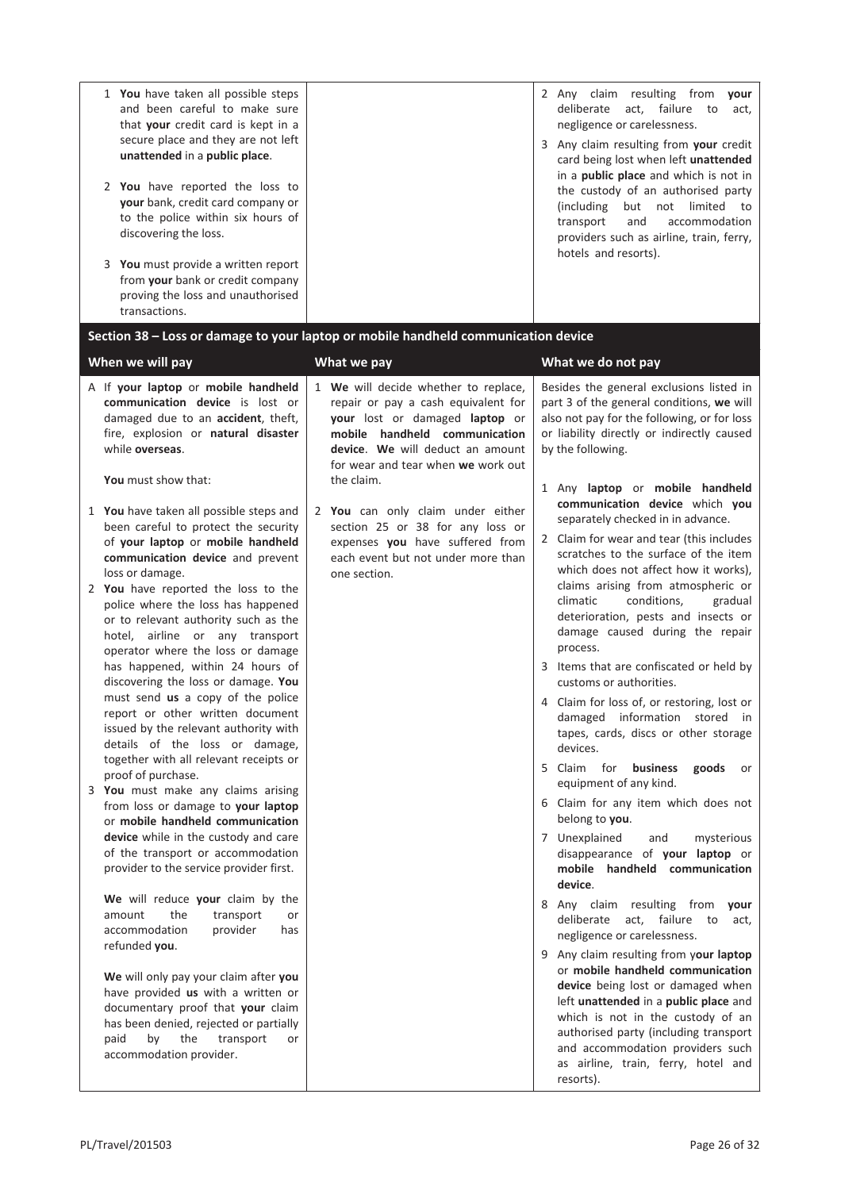| | | |
|---|---|---|
| 1 **You** have taken all possible steps and been careful to make sure that **your** credit card is kept in a secure place and they are not left **unattended** in a **public place**.<br><br>2 **You** have reported the loss to **your** bank, credit card company or to the police within six hours of discovering the loss.<br><br>3 **You** must provide a written report from **your** bank or credit company proving the loss and unauthorised transactions. | | 2 Any claim resulting from **your** deliberate act, failure to act, negligence or carelessness.<br><br>3 Any claim resulting from **your** credit card being lost when left **unattended** in a **public place** and which is not in the custody of an authorised party (including but not limited to transport and accommodation providers such as airline, train, ferry, hotels and resorts). |

## Section 38 – Loss or damage to your laptop or mobile handheld communication device

| When we will pay | What we pay | What we do not pay |
|---|---|---|
| A If **your laptop** or **mobile handheld communication device** is lost or damaged due to an **accident**, theft, fire, explosion or **natural disaster** while **overseas**.<br><br>**You** must show that:<br><br>1 **You** have taken all possible steps and been careful to protect the security of **your laptop** or **mobile handheld communication device** and prevent loss or damage.<br>2 **You** have reported the loss to the police where the loss has happened or to relevant authority such as the hotel, airline or any transport operator where the loss or damage has happened, within 24 hours of discovering the loss or damage. **You** must send **us** a copy of the police report or other written document issued by the relevant authority with details of the loss or damage, together with all relevant receipts or proof of purchase.<br>3 **You** must make any claims arising from loss or damage to **your laptop** or **mobile handheld communication device** while in the custody and care of the transport or accommodation provider to the service provider first.<br><br>**We** will reduce **your** claim by the amount the transport or accommodation provider has refunded **you**.<br><br>**We** will only pay your claim after **you** have provided **us** with a written or documentary proof that **your** claim has been denied, rejected or partially paid by the transport or accommodation provider. | 1 **We** will decide whether to replace, repair or pay a cash equivalent for **your** lost or damaged **laptop** or **mobile handheld communication device**. **We** will deduct an amount for wear and tear when **we** work out the claim.<br><br>2 **You** can only claim under either section 25 or 38 for any loss or expenses **you** have suffered from each event but not under more than one section. | Besides the general exclusions listed in part 3 of the general conditions, **we** will also not pay for the following, or for loss or liability directly or indirectly caused by the following.<br><br>1 Any **laptop** or **mobile handheld communication device** which **you** separately checked in in advance.<br><br>2 Claim for wear and tear (this includes scratches to the surface of the item which does not affect how it works), claims arising from atmospheric or climatic conditions, gradual deterioration, pests and insects or damage caused during the repair process.<br><br>3 Items that are confiscated or held by customs or authorities.<br><br>4 Claim for loss of, or restoring, lost or damaged information stored in tapes, cards, discs or other storage devices.<br><br>5 Claim for **business goods** or equipment of any kind.<br><br>6 Claim for any item which does not belong to **you**.<br><br>7 Unexplained and mysterious disappearance of **your laptop** or **mobile handheld communication device**.<br><br>8 Any claim resulting from **your** deliberate act, failure to act, negligence or carelessness.<br><br>9 Any claim resulting from y**our laptop** or **mobile handheld communication device** being lost or damaged when left **unattended** in a **public place** and which is not in the custody of an authorised party (including transport and accommodation providers such as airline, train, ferry, hotel and resorts). |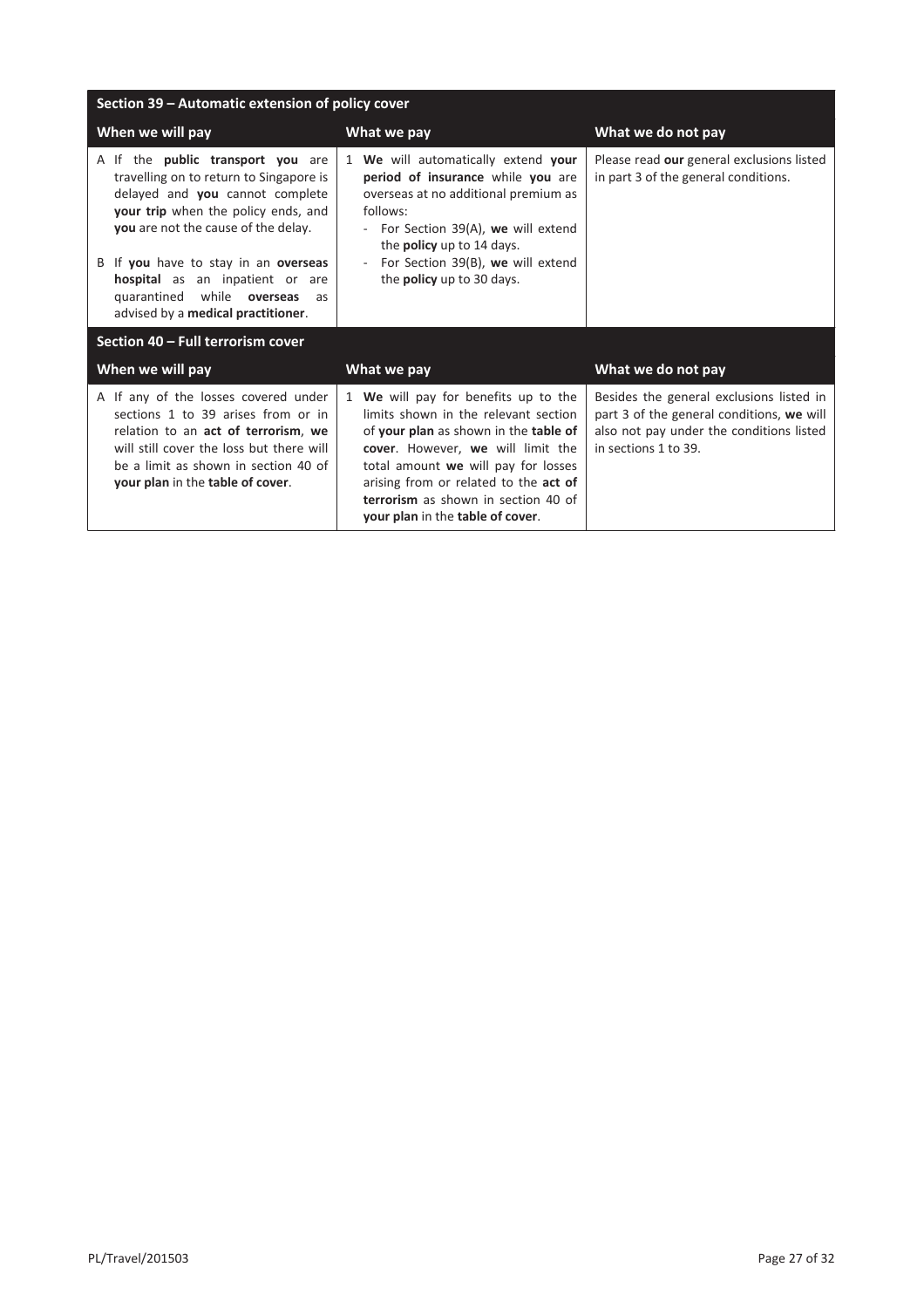## Section 39 – Automatic extension of policy cover

| When we will pay | What we pay | What we do not pay |
|---|---|---|
| A If the **public transport you** are travelling on to return to Singapore is delayed and **you** cannot complete **your trip** when the policy ends, and **you** are not the cause of the delay.<br><br>B If **you** have to stay in an **overseas hospital** as an inpatient or are quarantined while **overseas** as advised by a **medical practitioner**. | 1 **We** will automatically extend **your period of insurance** while **you** are overseas at no additional premium as follows:<br>- For Section 39(A), **we** will extend the **policy** up to 14 days.<br>- For Section 39(B), **we** will extend the **policy** up to 30 days. | Please read **our** general exclusions listed in part 3 of the general conditions. |

## Section 40 – Full terrorism cover

| When we will pay | What we pay | What we do not pay |
|---|---|---|
| A If any of the losses covered under sections 1 to 39 arises from or in relation to an **act of terrorism**, **we** will still cover the loss but there will be a limit as shown in section 40 of **your plan** in the **table of cover**. | 1 **We** will pay for benefits up to the limits shown in the relevant section of **your plan** as shown in the **table of cover**. However, **we** will limit the total amount **we** will pay for losses arising from or related to the **act of terrorism** as shown in section 40 of **your plan** in the **table of cover**. | Besides the general exclusions listed in part 3 of the general conditions, **we** will also not pay under the conditions listed in sections 1 to 39. |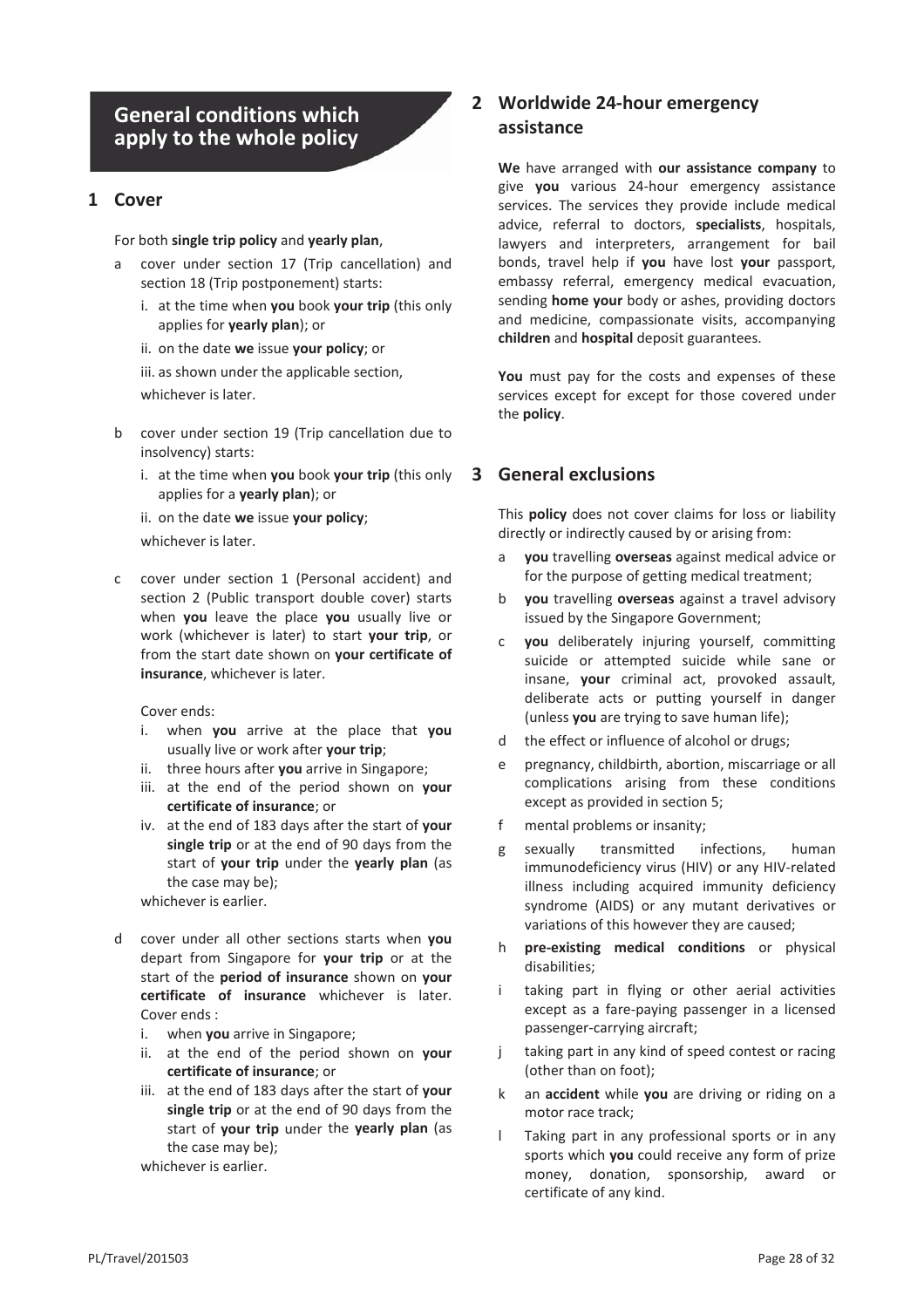# General conditions which apply to the whole policy

## 1 Cover

For both **single trip policy** and **yearly plan**,

a cover under section 17 (Trip cancellation) and section 18 (Trip postponement) starts:

i. at the time when **you** book **your trip** (this only applies for **yearly plan**); or

ii. on the date **we** issue **your policy**; or

iii. as shown under the applicable section,

whichever is later.

b cover under section 19 (Trip cancellation due to insolvency) starts:

i. at the time when **you** book **your trip** (this only applies for a **yearly plan**); or

ii. on the date **we** issue **your policy**;

whichever is later.

c cover under section 1 (Personal accident) and section 2 (Public transport double cover) starts when **you** leave the place **you** usually live or work (whichever is later) to start **your trip**, or from the start date shown on **your certificate of insurance**, whichever is later.

Cover ends:

i. when **you** arrive at the place that **you** usually live or work after **your trip**;

ii. three hours after **you** arrive in Singapore;

iii. at the end of the period shown on **your certificate of insurance**; or

iv. at the end of 183 days after the start of **your single trip** or at the end of 90 days from the start of **your trip** under the **yearly plan** (as the case may be);

whichever is earlier.

d cover under all other sections starts when **you** depart from Singapore for **your trip** or at the start of the **period of insurance** shown on **your certificate of insurance** whichever is later. Cover ends :

i. when **you** arrive in Singapore;

ii. at the end of the period shown on **your certificate of insurance**; or

iii. at the end of 183 days after the start of **your single trip** or at the end of 90 days from the start of **your trip** under the **yearly plan** (as the case may be);

whichever is earlier.

## 2 Worldwide 24-hour emergency assistance

**We** have arranged with **our assistance company** to give **you** various 24-hour emergency assistance services. The services they provide include medical advice, referral to doctors, **specialists**, hospitals, lawyers and interpreters, arrangement for bail bonds, travel help if **you** have lost **your** passport, embassy referral, emergency medical evacuation, sending **home your** body or ashes, providing doctors and medicine, compassionate visits, accompanying **children** and **hospital** deposit guarantees.

**You** must pay for the costs and expenses of these services except for except for those covered under the **policy**.

## 3 General exclusions

This **policy** does not cover claims for loss or liability directly or indirectly caused by or arising from:

a **you** travelling **overseas** against medical advice or for the purpose of getting medical treatment;

b **you** travelling **overseas** against a travel advisory issued by the Singapore Government;

c **you** deliberately injuring yourself, committing suicide or attempted suicide while sane or insane, **your** criminal act, provoked assault, deliberate acts or putting yourself in danger (unless **you** are trying to save human life);

d the effect or influence of alcohol or drugs;

e pregnancy, childbirth, abortion, miscarriage or all complications arising from these conditions except as provided in section 5;

f mental problems or insanity;

g sexually transmitted infections, human immunodeficiency virus (HIV) or any HIV-related illness including acquired immunity deficiency syndrome (AIDS) or any mutant derivatives or variations of this however they are caused;

h **pre-existing medical conditions** or physical disabilities;

i taking part in flying or other aerial activities except as a fare-paying passenger in a licensed passenger-carrying aircraft;

j taking part in any kind of speed contest or racing (other than on foot);

k an **accident** while **you** are driving or riding on a motor race track;

l Taking part in any professional sports or in any sports which **you** could receive any form of prize money, donation, sponsorship, award or certificate of any kind.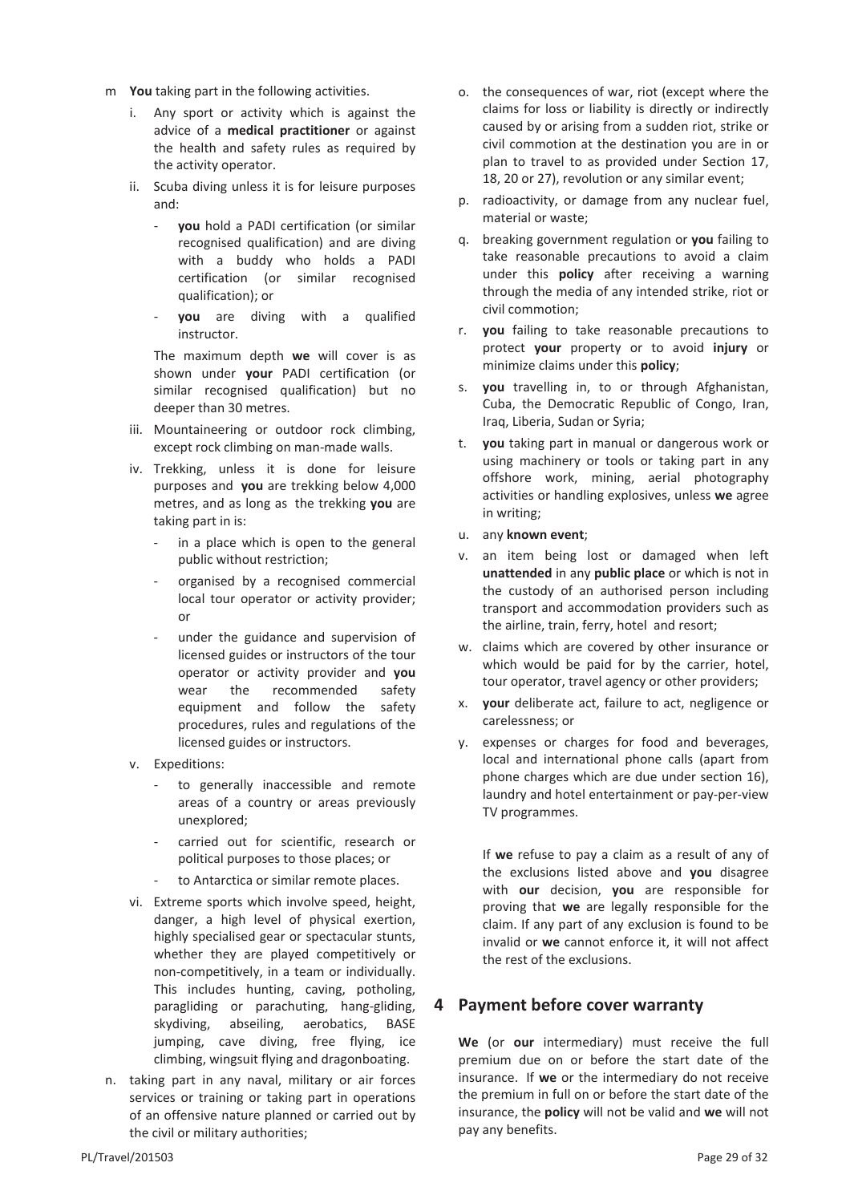m **You** taking part in the following activities.

i. Any sport or activity which is against the advice of a **medical practitioner** or against the health and safety rules as required by the activity operator.

ii. Scuba diving unless it is for leisure purposes and:

- **you** hold a PADI certification (or similar recognised qualification) and are diving with a buddy who holds a PADI certification (or similar recognised qualification); or
- **you** are diving with a qualified instructor.

The maximum depth **we** will cover is as shown under **your** PADI certification (or similar recognised qualification) but no deeper than 30 metres.

iii. Mountaineering or outdoor rock climbing, except rock climbing on man-made walls.

iv. Trekking, unless it is done for leisure purposes and **you** are trekking below 4,000 metres, and as long as the trekking **you** are taking part in is:

- in a place which is open to the general public without restriction;
- organised by a recognised commercial local tour operator or activity provider; or
- under the guidance and supervision of licensed guides or instructors of the tour operator or activity provider and **you** wear the recommended safety equipment and follow the safety procedures, rules and regulations of the licensed guides or instructors.

v. Expeditions:

- to generally inaccessible and remote areas of a country or areas previously unexplored;
- carried out for scientific, research or political purposes to those places; or
- to Antarctica or similar remote places.

vi. Extreme sports which involve speed, height, danger, a high level of physical exertion, highly specialised gear or spectacular stunts, whether they are played competitively or non-competitively, in a team or individually. This includes hunting, caving, potholing, paragliding or parachuting, hang-gliding, skydiving, abseiling, aerobatics, BASE jumping, cave diving, free flying, ice climbing, wingsuit flying and dragonboating.

n. taking part in any naval, military or air forces services or training or taking part in operations of an offensive nature planned or carried out by the civil or military authorities;

o. the consequences of war, riot (except where the claims for loss or liability is directly or indirectly caused by or arising from a sudden riot, strike or civil commotion at the destination you are in or plan to travel to as provided under Section 17, 18, 20 or 27), revolution or any similar event;

p. radioactivity, or damage from any nuclear fuel, material or waste;

q. breaking government regulation or **you** failing to take reasonable precautions to avoid a claim under this **policy** after receiving a warning through the media of any intended strike, riot or civil commotion;

r. **you** failing to take reasonable precautions to protect **your** property or to avoid **injury** or minimize claims under this **policy**;

s. **you** travelling in, to or through Afghanistan, Cuba, the Democratic Republic of Congo, Iran, Iraq, Liberia, Sudan or Syria;

t. **you** taking part in manual or dangerous work or using machinery or tools or taking part in any offshore work, mining, aerial photography activities or handling explosives, unless **we** agree in writing;

u. any **known event**;

v. an item being lost or damaged when left **unattended** in any **public place** or which is not in the custody of an authorised person including transport and accommodation providers such as the airline, train, ferry, hotel and resort;

w. claims which are covered by other insurance or which would be paid for by the carrier, hotel, tour operator, travel agency or other providers;

x. **your** deliberate act, failure to act, negligence or carelessness; or

y. expenses or charges for food and beverages, local and international phone calls (apart from phone charges which are due under section 16), laundry and hotel entertainment or pay-per-view TV programmes.

If **we** refuse to pay a claim as a result of any of the exclusions listed above and **you** disagree with **our** decision, **you** are responsible for proving that **we** are legally responsible for the claim. If any part of any exclusion is found to be invalid or **we** cannot enforce it, it will not affect the rest of the exclusions.

## 4 Payment before cover warranty

**We** (or **our** intermediary) must receive the full premium due on or before the start date of the insurance. If **we** or the intermediary do not receive the premium in full on or before the start date of the insurance, the **policy** will not be valid and **we** will not pay any benefits.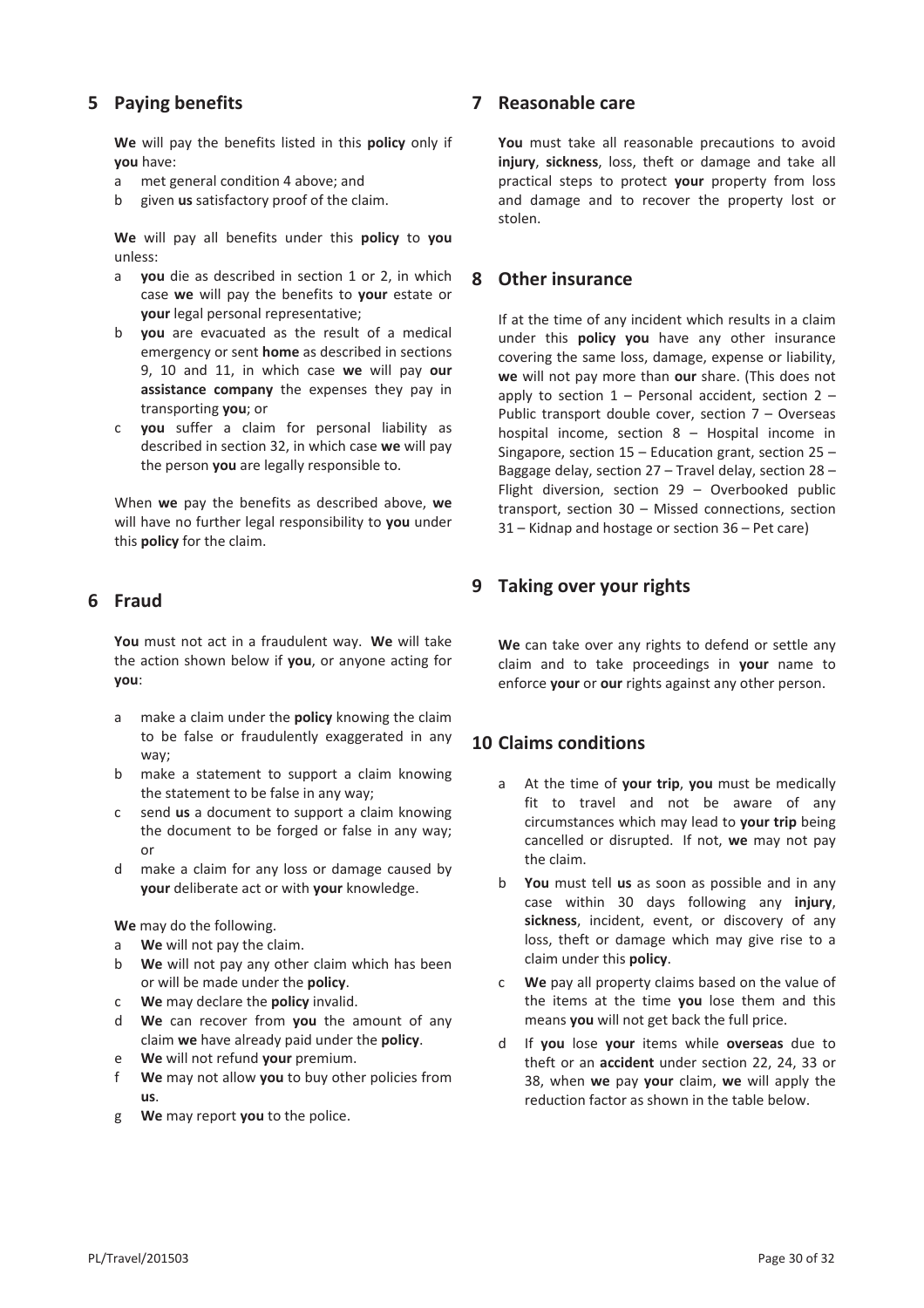## 5 Paying benefits

**We** will pay the benefits listed in this **policy** only if **you** have:

a met general condition 4 above; and
b given **us** satisfactory proof of the claim.

**We** will pay all benefits under this **policy** to **you** unless:

a **you** die as described in section 1 or 2, in which case **we** will pay the benefits to **your** estate or **your** legal personal representative;
b **you** are evacuated as the result of a medical emergency or sent **home** as described in sections 9, 10 and 11, in which case **we** will pay **our assistance company** the expenses they pay in transporting **you**; or
c **you** suffer a claim for personal liability as described in section 32, in which case **we** will pay the person **you** are legally responsible to.

When **we** pay the benefits as described above, **we** will have no further legal responsibility to **you** under this **policy** for the claim.

## 6 Fraud

**You** must not act in a fraudulent way. **We** will take the action shown below if **you**, or anyone acting for **you**:

a make a claim under the **policy** knowing the claim to be false or fraudulently exaggerated in any way;
b make a statement to support a claim knowing the statement to be false in any way;
c send **us** a document to support a claim knowing the document to be forged or false in any way; or
d make a claim for any loss or damage caused by **your** deliberate act or with **your** knowledge.

**We** may do the following.

a **We** will not pay the claim.
b **We** will not pay any other claim which has been or will be made under the **policy**.
c **We** may declare the **policy** invalid.
d **We** can recover from **you** the amount of any claim **we** have already paid under the **policy**.
e **We** will not refund **your** premium.
f **We** may not allow **you** to buy other policies from **us**.
g **We** may report **you** to the police.

## 7 Reasonable care

**You** must take all reasonable precautions to avoid **injury**, **sickness**, loss, theft or damage and take all practical steps to protect **your** property from loss and damage and to recover the property lost or stolen.

## 8 Other insurance

If at the time of any incident which results in a claim under this **policy you** have any other insurance covering the same loss, damage, expense or liability, **we** will not pay more than **our** share. (This does not apply to section 1 – Personal accident, section 2 – Public transport double cover, section 7 – Overseas hospital income, section 8 – Hospital income in Singapore, section 15 – Education grant, section 25 – Baggage delay, section 27 – Travel delay, section 28 – Flight diversion, section 29 – Overbooked public transport, section 30 – Missed connections, section 31 – Kidnap and hostage or section 36 – Pet care)

## 9 Taking over your rights

**We** can take over any rights to defend or settle any claim and to take proceedings in **your** name to enforce **your** or **our** rights against any other person.

## 10 Claims conditions

a At the time of **your trip**, **you** must be medically fit to travel and not be aware of any circumstances which may lead to **your trip** being cancelled or disrupted. If not, **we** may not pay the claim.
b **You** must tell **us** as soon as possible and in any case within 30 days following any **injury**, **sickness**, incident, event, or discovery of any loss, theft or damage which may give rise to a claim under this **policy**.
c **We** pay all property claims based on the value of the items at the time **you** lose them and this means **you** will not get back the full price.
d If **you** lose **your** items while **overseas** due to theft or an **accident** under section 22, 24, 33 or 38, when **we** pay **your** claim, **we** will apply the reduction factor as shown in the table below.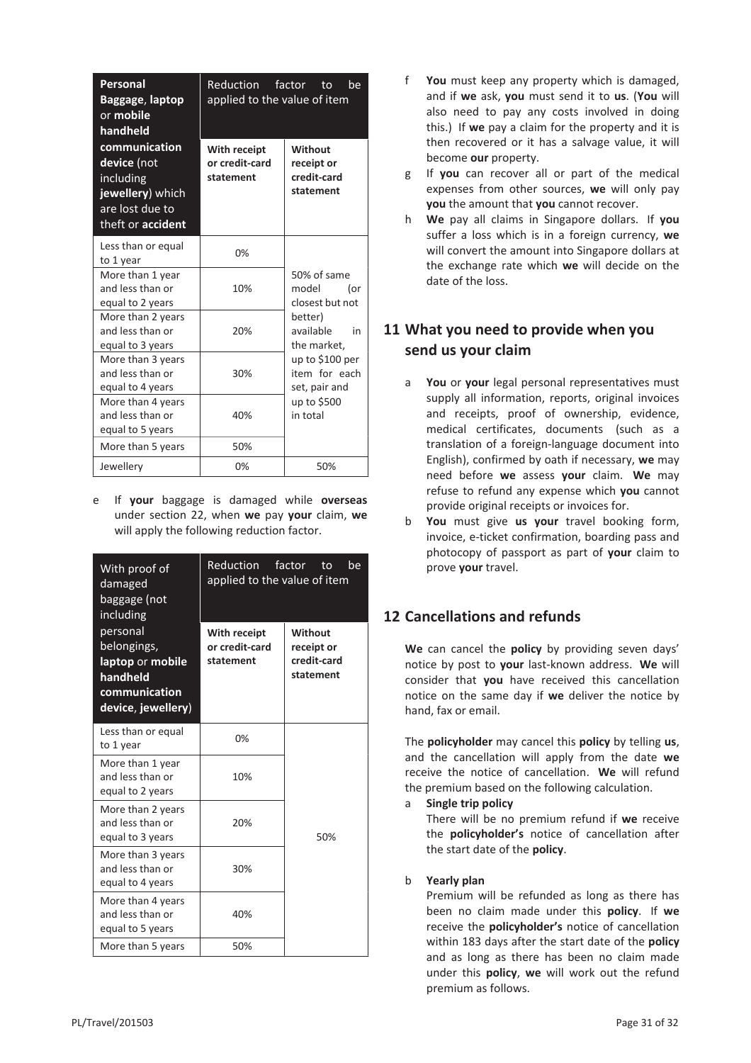| **Personal Baggage**, **laptop** or **mobile handheld communication device** (not including **jewellery**) which are lost due to theft or **accident** | Reduction factor to be applied to the value of item | |
|---|---|---|
| | **With receipt or credit-card statement** | **Without receipt or credit-card statement** |
| Less than or equal to 1 year | 0% | 50% of same model (or closest but not better) available in the market, up to $100 per item for each set, pair and up to $500 in total |
| More than 1 year and less than or equal to 2 years | 10% | |
| More than 2 years and less than or equal to 3 years | 20% | |
| More than 3 years and less than or equal to 4 years | 30% | |
| More than 4 years and less than or equal to 5 years | 40% | |
| More than 5 years | 50% | |
| Jewellery | 0% | 50% |

e If **your** baggage is damaged while **overseas** under section 22, when **we** pay **your** claim, **we** will apply the following reduction factor.

| With proof of damaged baggage (not including personal belongings, **laptop** or **mobile handheld communication device**, **jewellery**) | Reduction factor to be applied to the value of item | |
|---|---|---|
| | **With receipt or credit-card statement** | **Without receipt or credit-card statement** |
| Less than or equal to 1 year | 0% | 50% |
| More than 1 year and less than or equal to 2 years | 10% | |
| More than 2 years and less than or equal to 3 years | 20% | |
| More than 3 years and less than or equal to 4 years | 30% | |
| More than 4 years and less than or equal to 5 years | 40% | |
| More than 5 years | 50% | |

f **You** must keep any property which is damaged, and if **we** ask, **you** must send it to **us**. (**You** will also need to pay any costs involved in doing this.) If **we** pay a claim for the property and it is then recovered or it has a salvage value, it will become **our** property.

g If **you** can recover all or part of the medical expenses from other sources, **we** will only pay **you** the amount that **you** cannot recover.

h **We** pay all claims in Singapore dollars. If **you** suffer a loss which is in a foreign currency, **we** will convert the amount into Singapore dollars at the exchange rate which **we** will decide on the date of the loss.

## 11 What you need to provide when you send us your claim

a **You** or **your** legal personal representatives must supply all information, reports, original invoices and receipts, proof of ownership, evidence, medical certificates, documents (such as a translation of a foreign-language document into English), confirmed by oath if necessary, **we** may need before **we** assess **your** claim. **We** may refuse to refund any expense which **you** cannot provide original receipts or invoices for.

b **You** must give **us your** travel booking form, invoice, e-ticket confirmation, boarding pass and photocopy of passport as part of **your** claim to prove **your** travel.

## 12 Cancellations and refunds

**We** can cancel the **policy** by providing seven days' notice by post to **your** last-known address. **We** will consider that **you** have received this cancellation notice on the same day if **we** deliver the notice by hand, fax or email.

The **policyholder** may cancel this **policy** by telling **us**, and the cancellation will apply from the date **we** receive the notice of cancellation. **We** will refund the premium based on the following calculation.

a **Single trip policy**

There will be no premium refund if **we** receive the **policyholder's** notice of cancellation after the start date of the **policy**.

b **Yearly plan**

Premium will be refunded as long as there has been no claim made under this **policy**. If **we** receive the **policyholder's** notice of cancellation within 183 days after the start date of the **policy** and as long as there has been no claim made under this **policy**, **we** will work out the refund premium as follows.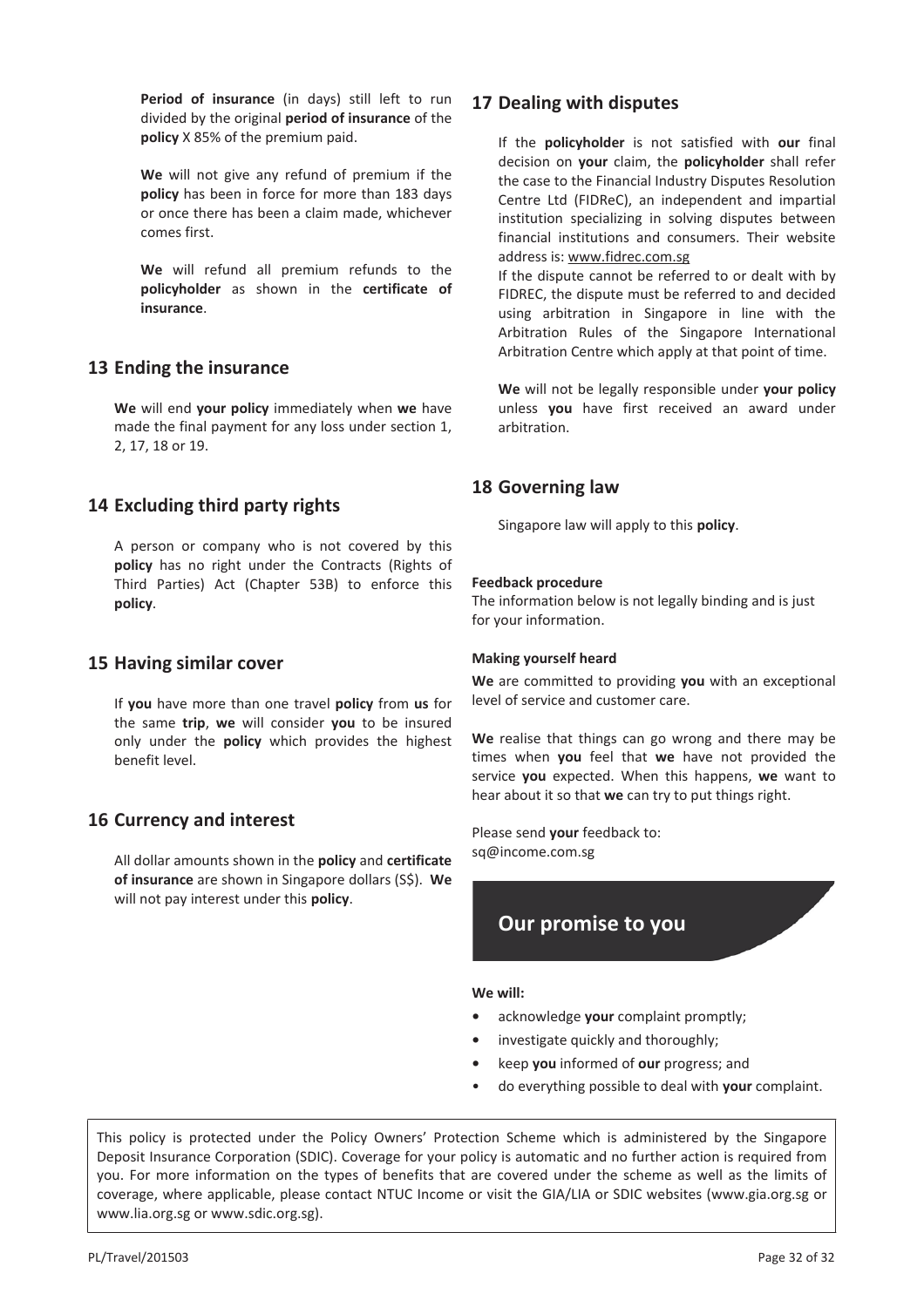**Period of insurance** (in days) still left to run divided by the original **period of insurance** of the **policy** X 85% of the premium paid.

**We** will not give any refund of premium if the **policy** has been in force for more than 183 days or once there has been a claim made, whichever comes first.

**We** will refund all premium refunds to the **policyholder** as shown in the **certificate of insurance**.

## 13 Ending the insurance

**We** will end **your policy** immediately when **we** have made the final payment for any loss under section 1, 2, 17, 18 or 19.

## 14 Excluding third party rights

A person or company who is not covered by this **policy** has no right under the Contracts (Rights of Third Parties) Act (Chapter 53B) to enforce this **policy**.

## 15 Having similar cover

If **you** have more than one travel **policy** from **us** for the same **trip**, **we** will consider **you** to be insured only under the **policy** which provides the highest benefit level.

## 16 Currency and interest

All dollar amounts shown in the **policy** and **certificate of insurance** are shown in Singapore dollars (S$). **We** will not pay interest under this **policy**.

## 17 Dealing with disputes

If the **policyholder** is not satisfied with **our** final decision on **your** claim, the **policyholder** shall refer the case to the Financial Industry Disputes Resolution Centre Ltd (FIDReC), an independent and impartial institution specializing in solving disputes between financial institutions and consumers. Their website address is: www.fidrec.com.sg

If the dispute cannot be referred to or dealt with by FIDREC, the dispute must be referred to and decided using arbitration in Singapore in line with the Arbitration Rules of the Singapore International Arbitration Centre which apply at that point of time.

**We** will not be legally responsible under **your policy** unless **you** have first received an award under arbitration.

## 18 Governing law

Singapore law will apply to this **policy**.

**Feedback procedure**

The information below is not legally binding and is just for your information.

**Making yourself heard**

**We** are committed to providing **you** with an exceptional level of service and customer care.

**We** realise that things can go wrong and there may be times when **you** feel that **we** have not provided the service **you** expected. When this happens, **we** want to hear about it so that **we** can try to put things right.

Please send **your** feedback to:
sq@income.com.sg

## Our promise to you

**We will:**

- acknowledge **your** complaint promptly;
- investigate quickly and thoroughly;
- keep **you** informed of **our** progress; and
- do everything possible to deal with **your** complaint.

This policy is protected under the Policy Owners' Protection Scheme which is administered by the Singapore Deposit Insurance Corporation (SDIC). Coverage for your policy is automatic and no further action is required from you. For more information on the types of benefits that are covered under the scheme as well as the limits of coverage, where applicable, please contact NTUC Income or visit the GIA/LIA or SDIC websites (www.gia.org.sg or www.lia.org.sg or www.sdic.org.sg).

PL/Travel/201503